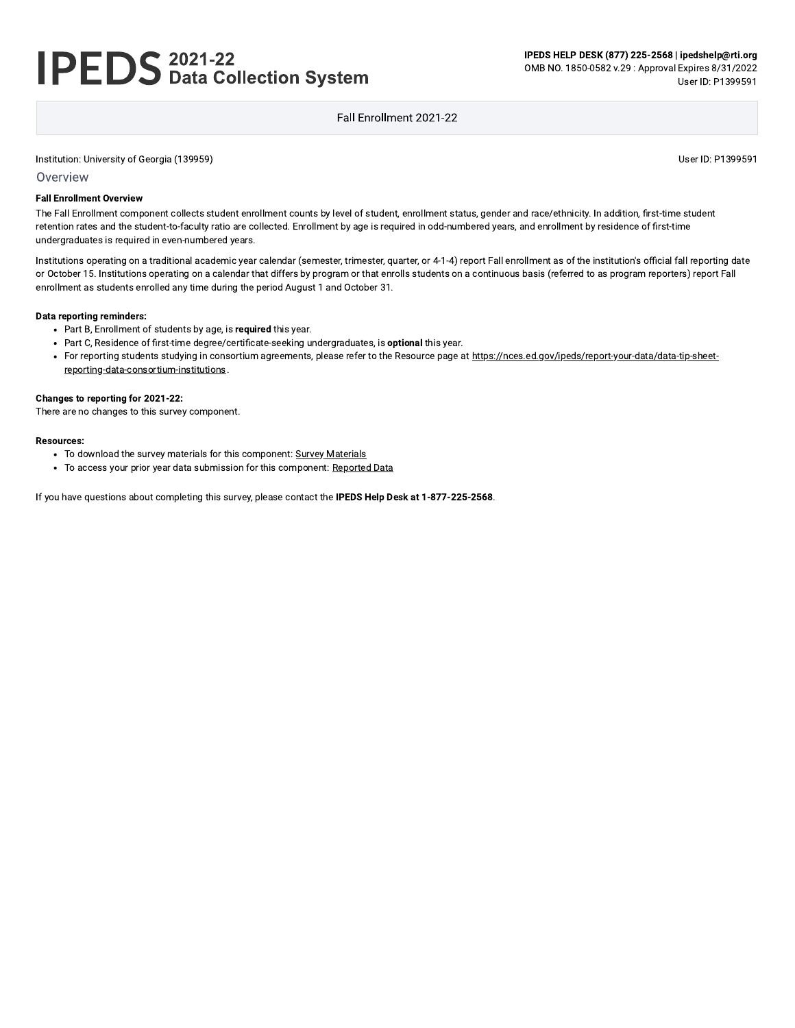# IPEDS 2021-22 Data Collection System

**IPEDS HELP DESK (877) 225-2568 | ipedshelp@rti.org**
OMB NO. 1850-0582 v.29 : Approval Expires 8/31/2022
User ID: P1399591

Fall Enrollment 2021-22

Institution: University of Georgia (139959)

User ID: P1399591

## Overview

**Fall Enrollment Overview**

The Fall Enrollment component collects student enrollment counts by level of student, enrollment status, gender and race/ethnicity. In addition, first-time student retention rates and the student-to-faculty ratio are collected. Enrollment by age is required in odd-numbered years, and enrollment by residence of first-time undergraduates is required in even-numbered years.

Institutions operating on a traditional academic year calendar (semester, trimester, quarter, or 4-1-4) report Fall enrollment as of the institution's official fall reporting date or October 15. Institutions operating on a calendar that differs by program or that enrolls students on a continuous basis (referred to as program reporters) report Fall enrollment as students enrolled any time during the period August 1 and October 31.

**Data reporting reminders:**

- Part B, Enrollment of students by age, is **required** this year.
- Part C, Residence of first-time degree/certificate-seeking undergraduates, is **optional** this year.
- For reporting students studying in consortium agreements, please refer to the Resource page at https://nces.ed.gov/ipeds/report-your-data/data-tip-sheet-reporting-data-consortium-institutions.

**Changes to reporting for 2021-22:**
There are no changes to this survey component.

**Resources:**

- To download the survey materials for this component: Survey Materials
- To access your prior year data submission for this component: Reported Data

If you have questions about completing this survey, please contact the **IPEDS Help Desk at 1-877-225-2568**.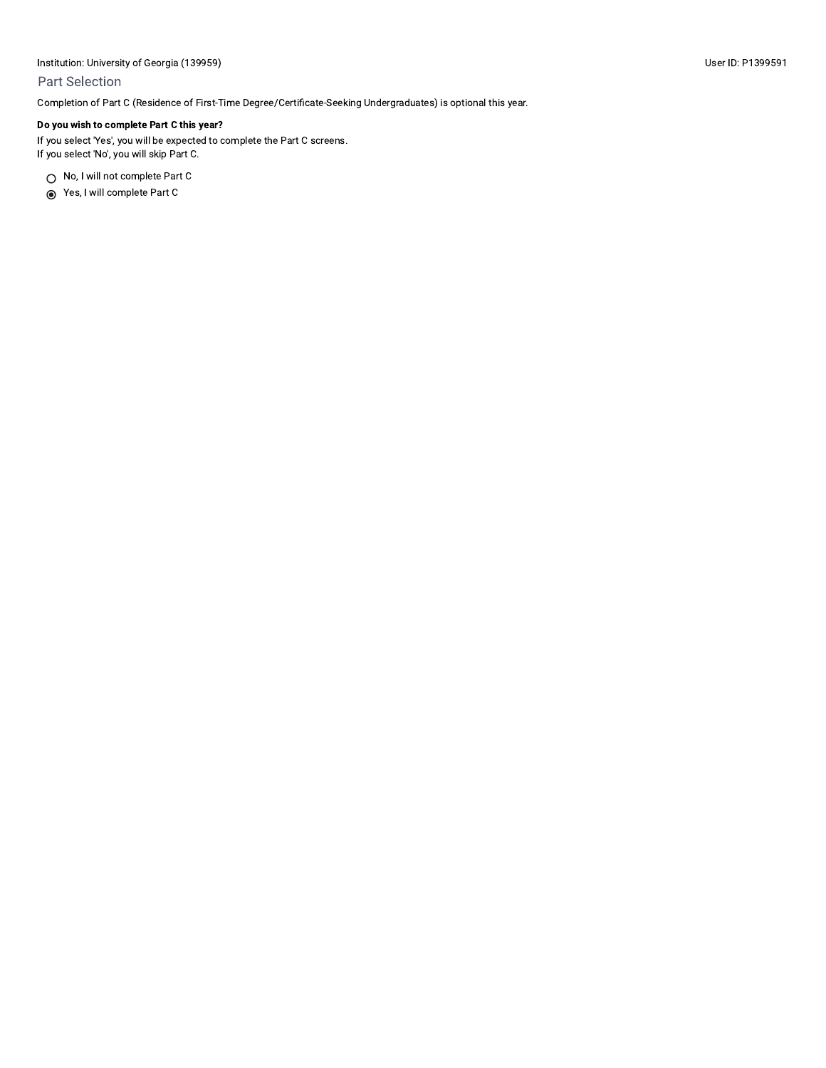Institution: University of Georgia (139959)

User ID: P1399591

## Part Selection

Completion of Part C (Residence of First-Time Degree/Certificate-Seeking Undergraduates) is optional this year.

**Do you wish to complete Part C this year?**

If you select 'Yes', you will be expected to complete the Part C screens.
If you select 'No', you will skip Part C.

- ○ No, I will not complete Part C
- ◉ Yes, I will complete Part C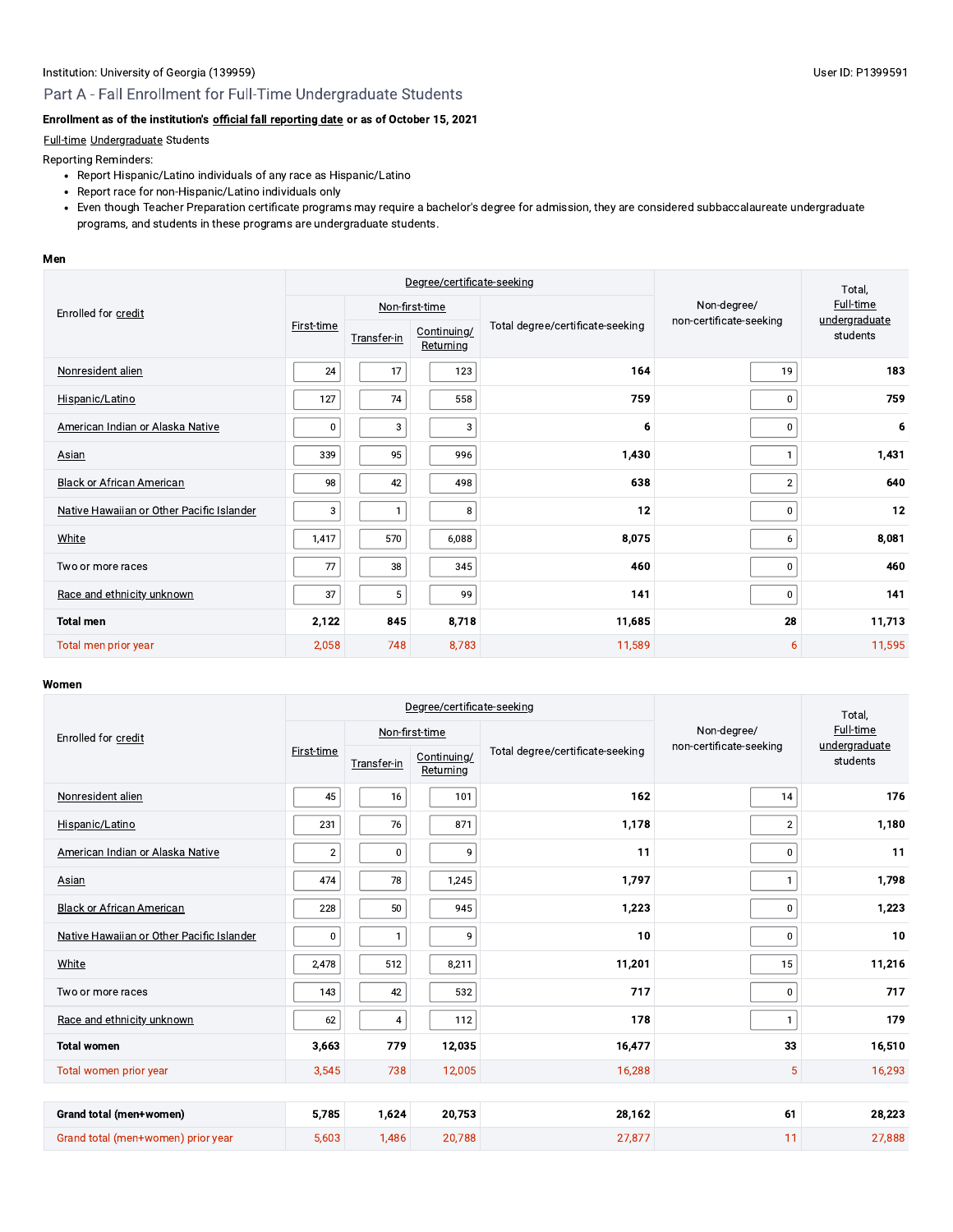Institution: University of Georgia (139959)

User ID: P1399591

## Part A - Fall Enrollment for Full-Time Undergraduate Students

**Enrollment as of the institution's official fall reporting date or as of October 15, 2021**

Full-time Undergraduate Students

Reporting Reminders:

- Report Hispanic/Latino individuals of any race as Hispanic/Latino
- Report race for non-Hispanic/Latino individuals only
- Even though Teacher Preparation certificate programs may require a bachelor's degree for admission, they are considered subbaccalaureate undergraduate programs, and students in these programs are undergraduate students.

### Men

| Enrolled for credit | Degree/certificate-seeking | | | | Non-degree/ non-certificate-seeking | Total, Full-time undergraduate students |
|---|---|---|---|---|---|---|
| | First-time | Non-first-time | | Total degree/certificate-seeking | | |
| | | Transfer-in | Continuing/ Returning | | | |
| Nonresident alien | 24 | 17 | 123 | **164** | 19 | **183** |
| Hispanic/Latino | 127 | 74 | 558 | **759** | 0 | **759** |
| American Indian or Alaska Native | 0 | 3 | 3 | **6** | 0 | **6** |
| Asian | 339 | 95 | 996 | **1,430** | 1 | **1,431** |
| Black or African American | 98 | 42 | 498 | **638** | 2 | **640** |
| Native Hawaiian or Other Pacific Islander | 3 | 1 | 8 | **12** | 0 | **12** |
| White | 1,417 | 570 | 6,088 | **8,075** | 6 | **8,081** |
| Two or more races | 77 | 38 | 345 | **460** | 0 | **460** |
| Race and ethnicity unknown | 37 | 5 | 99 | **141** | 0 | **141** |
| **Total men** | **2,122** | **845** | **8,718** | **11,685** | **28** | **11,713** |
| Total men prior year | 2,058 | 748 | 8,783 | 11,589 | 6 | 11,595 |

### Women

| Enrolled for credit | Degree/certificate-seeking | | | | Non-degree/ non-certificate-seeking | Total, Full-time undergraduate students |
|---|---|---|---|---|---|---|
| | First-time | Non-first-time | | Total degree/certificate-seeking | | |
| | | Transfer-in | Continuing/ Returning | | | |
| Nonresident alien | 45 | 16 | 101 | **162** | 14 | **176** |
| Hispanic/Latino | 231 | 76 | 871 | **1,178** | 2 | **1,180** |
| American Indian or Alaska Native | 2 | 0 | 9 | **11** | 0 | **11** |
| Asian | 474 | 78 | 1,245 | **1,797** | 1 | **1,798** |
| Black or African American | 228 | 50 | 945 | **1,223** | 0 | **1,223** |
| Native Hawaiian or Other Pacific Islander | 0 | 1 | 9 | **10** | 0 | **10** |
| White | 2,478 | 512 | 8,211 | **11,201** | 15 | **11,216** |
| Two or more races | 143 | 42 | 532 | **717** | 0 | **717** |
| Race and ethnicity unknown | 62 | 4 | 112 | **178** | 1 | **179** |
| **Total women** | **3,663** | **779** | **12,035** | **16,477** | **33** | **16,510** |
| Total women prior year | 3,545 | 738 | 12,005 | 16,288 | 5 | 16,293 |

| | | | | | | |
|---|---|---|---|---|---|---|
| **Grand total (men+women)** | **5,785** | **1,624** | **20,753** | **28,162** | **61** | **28,223** |
| Grand total (men+women) prior year | 5,603 | 1,486 | 20,788 | 27,877 | 11 | 27,888 |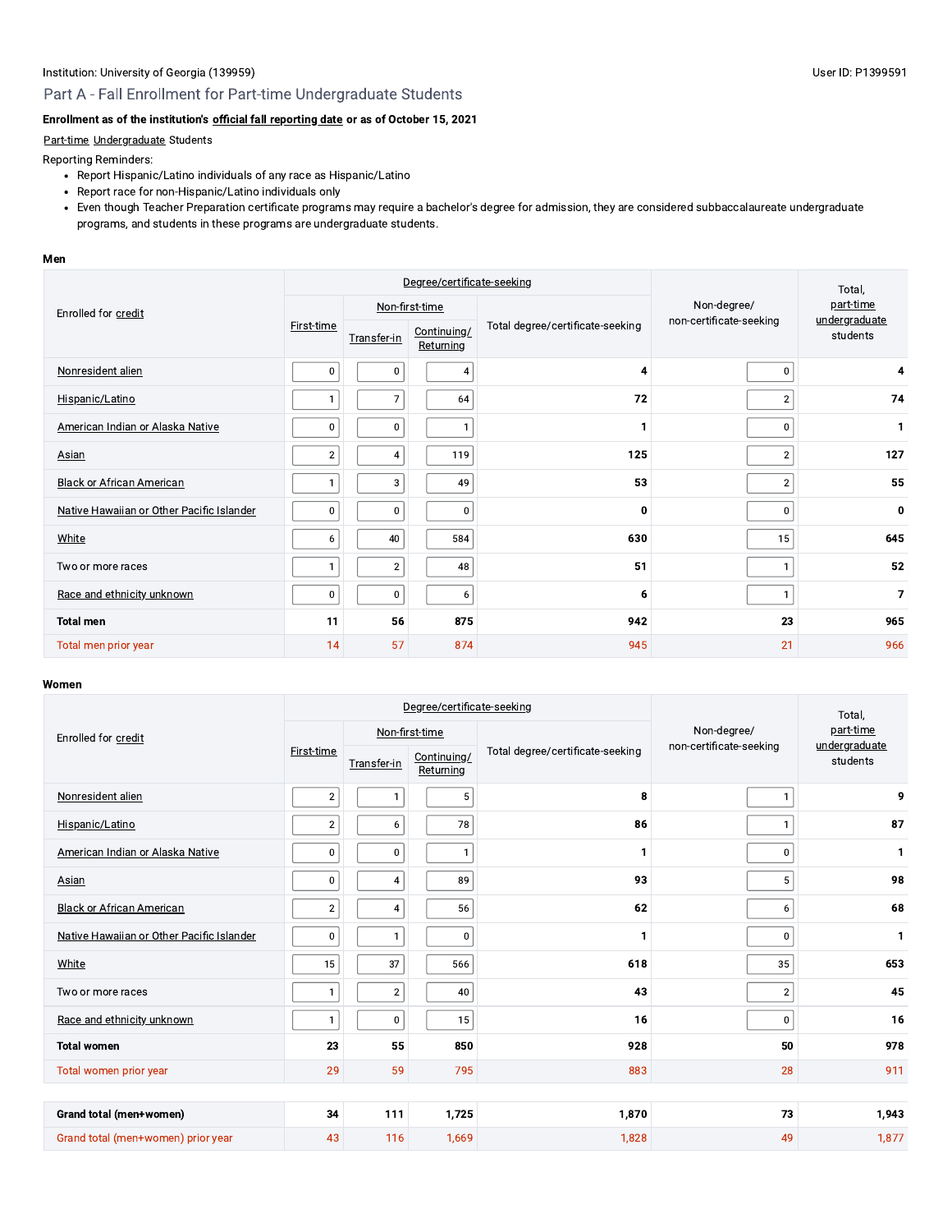Institution: University of Georgia (139959)

User ID: P1399591

## Part A - Fall Enrollment for Part-time Undergraduate Students

**Enrollment as of the institution's official fall reporting date or as of October 15, 2021**

Part-time Undergraduate Students

Reporting Reminders:

- Report Hispanic/Latino individuals of any race as Hispanic/Latino
- Report race for non-Hispanic/Latino individuals only
- Even though Teacher Preparation certificate programs may require a bachelor's degree for admission, they are considered subbaccalaureate undergraduate programs, and students in these programs are undergraduate students.

**Men**

| Enrolled for credit | Degree/certificate-seeking | | | | Non-degree/ non-certificate-seeking | Total, part-time undergraduate students |
|---|---|---|---|---|---|---|
| | First-time | Non-first-time | | Total degree/certificate-seeking | | |
| | | Transfer-in | Continuing/ Returning | | | |
| Nonresident alien | 0 | 0 | 4 | 4 | 0 | 4 |
| Hispanic/Latino | 1 | 7 | 64 | 72 | 2 | 74 |
| American Indian or Alaska Native | 0 | 0 | 1 | 1 | 0 | 1 |
| Asian | 2 | 4 | 119 | 125 | 2 | 127 |
| Black or African American | 1 | 3 | 49 | 53 | 2 | 55 |
| Native Hawaiian or Other Pacific Islander | 0 | 0 | 0 | 0 | 0 | 0 |
| White | 6 | 40 | 584 | 630 | 15 | 645 |
| Two or more races | 1 | 2 | 48 | 51 | 1 | 52 |
| Race and ethnicity unknown | 0 | 0 | 6 | 6 | 1 | 7 |
| **Total men** | **11** | **56** | **875** | **942** | **23** | **965** |
| Total men prior year | 14 | 57 | 874 | 945 | 21 | 966 |

**Women**

| Enrolled for credit | Degree/certificate-seeking | | | | Non-degree/ non-certificate-seeking | Total, part-time undergraduate students |
|---|---|---|---|---|---|---|
| | First-time | Non-first-time | | Total degree/certificate-seeking | | |
| | | Transfer-in | Continuing/ Returning | | | |
| Nonresident alien | 2 | 1 | 5 | 8 | 1 | 9 |
| Hispanic/Latino | 2 | 6 | 78 | 86 | 1 | 87 |
| American Indian or Alaska Native | 0 | 0 | 1 | 1 | 0 | 1 |
| Asian | 0 | 4 | 89 | 93 | 5 | 98 |
| Black or African American | 2 | 4 | 56 | 62 | 6 | 68 |
| Native Hawaiian or Other Pacific Islander | 0 | 1 | 0 | 1 | 0 | 1 |
| White | 15 | 37 | 566 | 618 | 35 | 653 |
| Two or more races | 1 | 2 | 40 | 43 | 2 | 45 |
| Race and ethnicity unknown | 1 | 0 | 15 | 16 | 0 | 16 |
| **Total women** | **23** | **55** | **850** | **928** | **50** | **978** |
| Total women prior year | 29 | 59 | 795 | 883 | 28 | 911 |
| **Grand total (men+women)** | **34** | **111** | **1,725** | **1,870** | **73** | **1,943** |
| Grand total (men+women) prior year | 43 | 116 | 1,669 | 1,828 | 49 | 1,877 |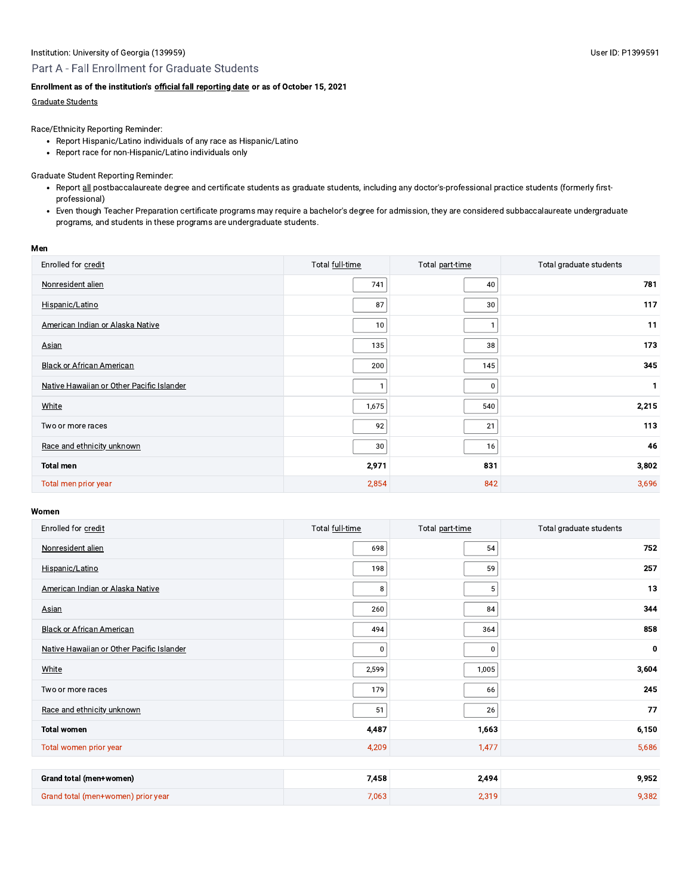Institution: University of Georgia (139959)

User ID: P1399591

## Part A - Fall Enrollment for Graduate Students

**Enrollment as of the institution's official fall reporting date or as of October 15, 2021**

Graduate Students

Race/Ethnicity Reporting Reminder:

- Report Hispanic/Latino individuals of any race as Hispanic/Latino
- Report race for non-Hispanic/Latino individuals only

Graduate Student Reporting Reminder:

- Report all postbaccalaureate degree and certificate students as graduate students, including any doctor's-professional practice students (formerly first-professional)
- Even though Teacher Preparation certificate programs may require a bachelor's degree for admission, they are considered subbaccalaureate undergraduate programs, and students in these programs are undergraduate students.

**Men**

| Enrolled for credit | Total full-time | Total part-time | Total graduate students |
|---|---|---|---|
| Nonresident alien | 741 | 40 | **781** |
| Hispanic/Latino | 87 | 30 | **117** |
| American Indian or Alaska Native | 10 | 1 | **11** |
| Asian | 135 | 38 | **173** |
| Black or African American | 200 | 145 | **345** |
| Native Hawaiian or Other Pacific Islander | 1 | 0 | **1** |
| White | 1,675 | 540 | **2,215** |
| Two or more races | 92 | 21 | **113** |
| Race and ethnicity unknown | 30 | 16 | **46** |
| **Total men** | **2,971** | **831** | **3,802** |
| Total men prior year | 2,854 | 842 | 3,696 |

**Women**

| Enrolled for credit | Total full-time | Total part-time | Total graduate students |
|---|---|---|---|
| Nonresident alien | 698 | 54 | **752** |
| Hispanic/Latino | 198 | 59 | **257** |
| American Indian or Alaska Native | 8 | 5 | **13** |
| Asian | 260 | 84 | **344** |
| Black or African American | 494 | 364 | **858** |
| Native Hawaiian or Other Pacific Islander | 0 | 0 | **0** |
| White | 2,599 | 1,005 | **3,604** |
| Two or more races | 179 | 66 | **245** |
| Race and ethnicity unknown | 51 | 26 | **77** |
| **Total women** | **4,487** | **1,663** | **6,150** |
| Total women prior year | 4,209 | 1,477 | 5,686 |

| | Total full-time | Total part-time | Total graduate students |
|---|---|---|---|
| **Grand total (men+women)** | **7,458** | **2,494** | **9,952** |
| Grand total (men+women) prior year | 7,063 | 2,319 | 9,382 |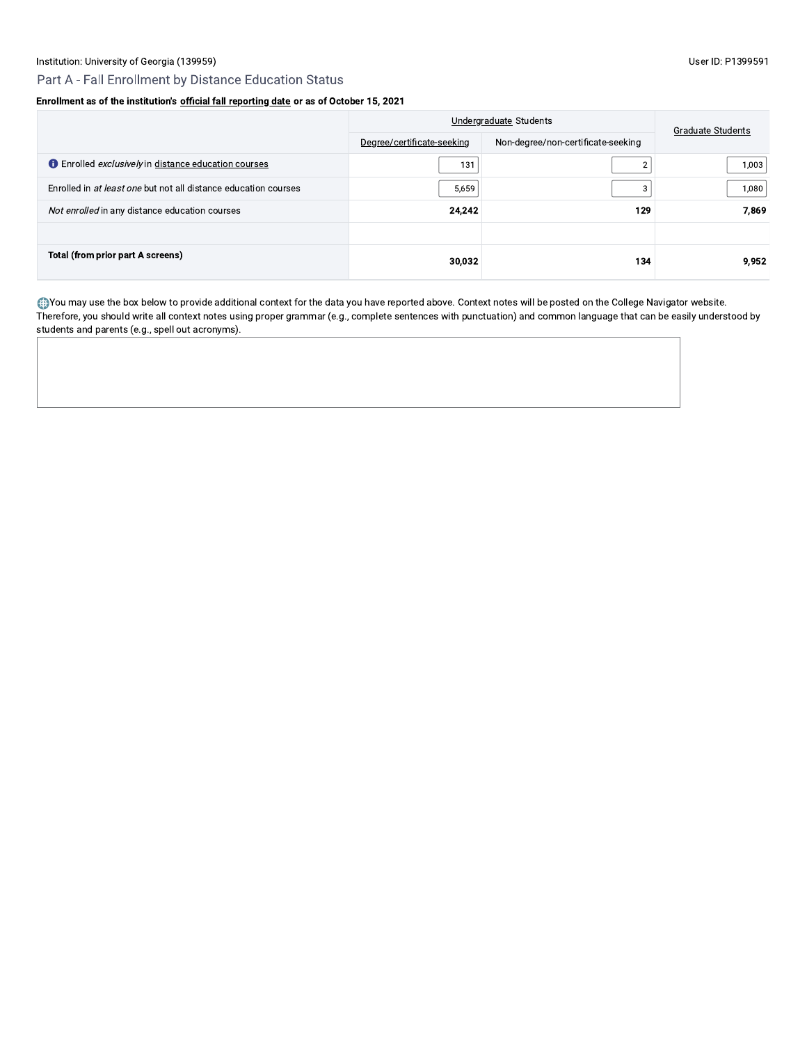Institution: University of Georgia (139959)

User ID: P1399591

## Part A - Fall Enrollment by Distance Education Status

**Enrollment as of the institution's official fall reporting date or as of October 15, 2021**

| | Undergraduate Students | | Graduate Students |
|---|---|---|---|
| | Degree/certificate-seeking | Non-degree/non-certificate-seeking | |
| Enrolled *exclusively* in distance education courses | 131 | 2 | 1,003 |
| Enrolled in *at least one* but not all distance education courses | 5,659 | 3 | 1,080 |
| *Not enrolled* in any distance education courses | **24,242** | **129** | **7,869** |
| | | | |
| **Total (from prior part A screens)** | **30,032** | **134** | **9,952** |

You may use the box below to provide additional context for the data you have reported above. Context notes will be posted on the College Navigator website. Therefore, you should write all context notes using proper grammar (e.g., complete sentences with punctuation) and common language that can be easily understood by students and parents (e.g., spell out acronyms).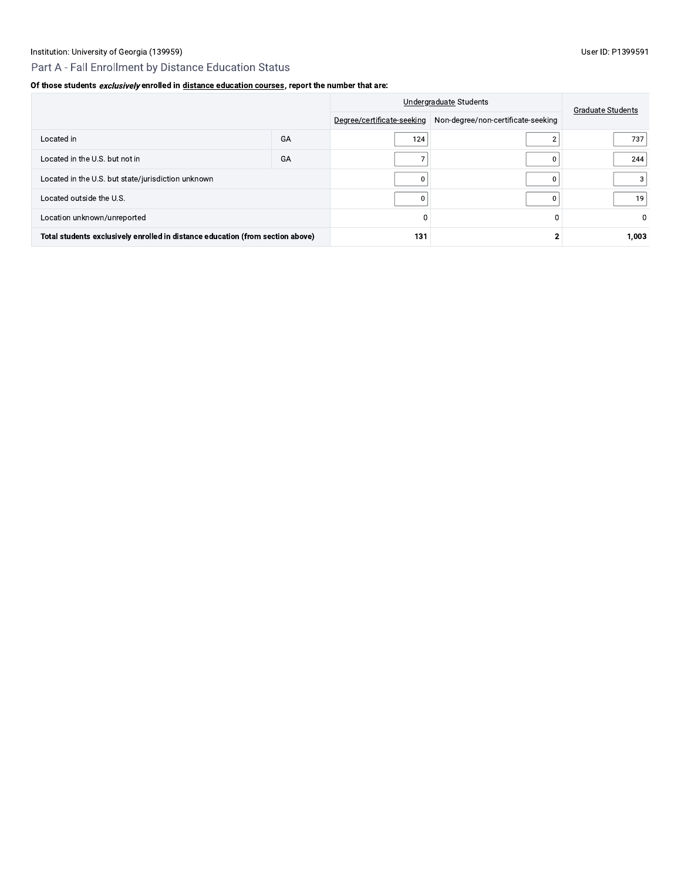Institution: University of Georgia (139959)

User ID: P1399591

## Part A - Fall Enrollment by Distance Education Status

**Of those students *exclusively* enrolled in distance education courses, report the number that are:**

| | | Undergraduate Students | | Graduate Students |
|---|---|---|---|---|
| | | Degree/certificate-seeking | Non-degree/non-certificate-seeking | |
| Located in | GA | 124 | 2 | 737 |
| Located in the U.S. but not in | GA | 7 | 0 | 244 |
| Located in the U.S. but state/jurisdiction unknown | | 0 | 0 | 3 |
| Located outside the U.S. | | 0 | 0 | 19 |
| Location unknown/unreported | | 0 | 0 | 0 |
| **Total students exclusively enrolled in distance education (from section above)** | | **131** | **2** | **1,003** |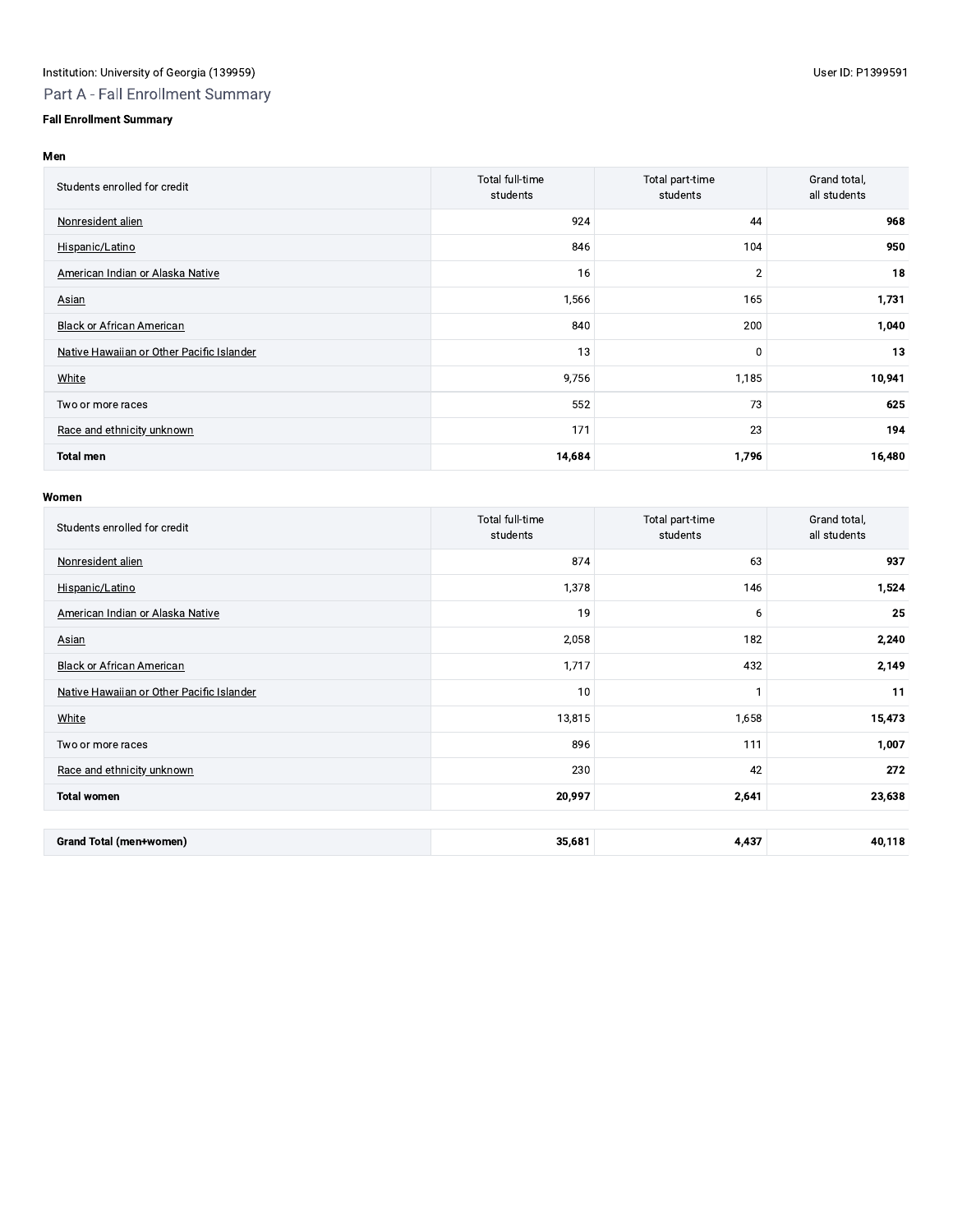Institution: University of Georgia (139959)

User ID: P1399591

## Part A - Fall Enrollment Summary

**Fall Enrollment Summary**

**Men**

| Students enrolled for credit | Total full-time students | Total part-time students | Grand total, all students |
|---|---|---|---|
| Nonresident alien | 924 | 44 | **968** |
| Hispanic/Latino | 846 | 104 | **950** |
| American Indian or Alaska Native | 16 | 2 | **18** |
| Asian | 1,566 | 165 | **1,731** |
| Black or African American | 840 | 200 | **1,040** |
| Native Hawaiian or Other Pacific Islander | 13 | 0 | **13** |
| White | 9,756 | 1,185 | **10,941** |
| Two or more races | 552 | 73 | **625** |
| Race and ethnicity unknown | 171 | 23 | **194** |
| **Total men** | **14,684** | **1,796** | **16,480** |

**Women**

| Students enrolled for credit | Total full-time students | Total part-time students | Grand total, all students |
|---|---|---|---|
| Nonresident alien | 874 | 63 | **937** |
| Hispanic/Latino | 1,378 | 146 | **1,524** |
| American Indian or Alaska Native | 19 | 6 | **25** |
| Asian | 2,058 | 182 | **2,240** |
| Black or African American | 1,717 | 432 | **2,149** |
| Native Hawaiian or Other Pacific Islander | 10 | 1 | **11** |
| White | 13,815 | 1,658 | **15,473** |
| Two or more races | 896 | 111 | **1,007** |
| Race and ethnicity unknown | 230 | 42 | **272** |
| **Total women** | **20,997** | **2,641** | **23,638** |

| | | | |
|---|---|---|---|
| **Grand Total (men+women)** | **35,681** | **4,437** | **40,118** |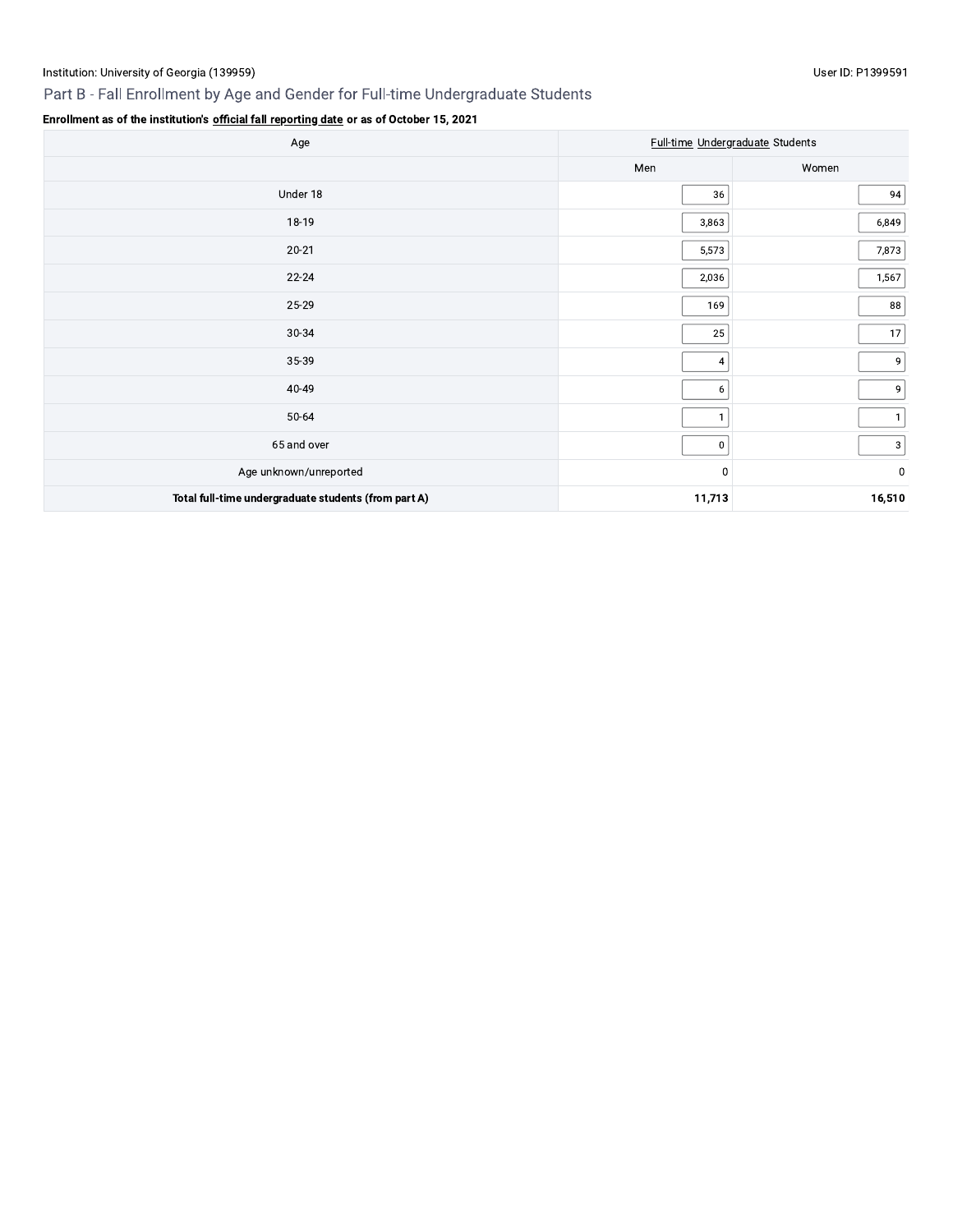Institution: University of Georgia (139959)

User ID: P1399591

## Part B - Fall Enrollment by Age and Gender for Full-time Undergraduate Students

**Enrollment as of the institution's official fall reporting date or as of October 15, 2021**

| Age | Full-time Undergraduate Students | |
|---|---|---|
| | Men | Women |
| Under 18 | 36 | 94 |
| 18-19 | 3,863 | 6,849 |
| 20-21 | 5,573 | 7,873 |
| 22-24 | 2,036 | 1,567 |
| 25-29 | 169 | 88 |
| 30-34 | 25 | 17 |
| 35-39 | 4 | 9 |
| 40-49 | 6 | 9 |
| 50-64 | 1 | 1 |
| 65 and over | 0 | 3 |
| Age unknown/unreported | 0 | 0 |
| **Total full-time undergraduate students (from part A)** | **11,713** | **16,510** |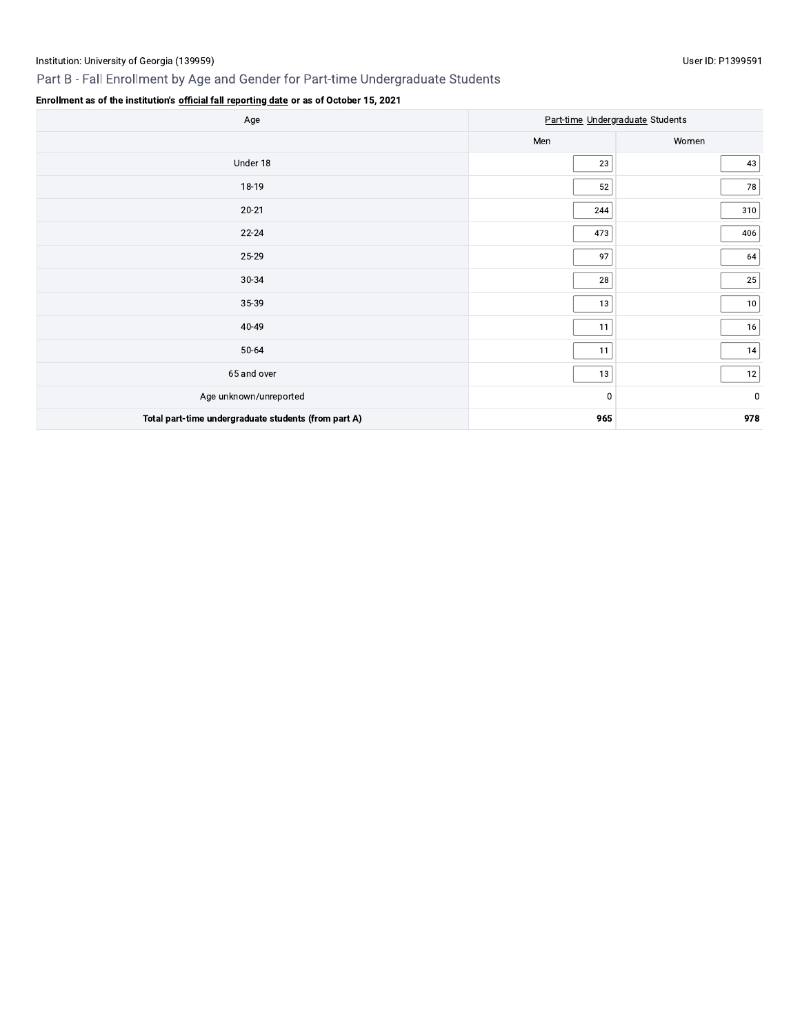Institution: University of Georgia (139959)

User ID: P1399591

## Part B - Fall Enrollment by Age and Gender for Part-time Undergraduate Students

**Enrollment as of the institution's official fall reporting date or as of October 15, 2021**

| Age | Part-time Undergraduate Students | |
|---|---|---|
| | Men | Women |
| Under 18 | 23 | 43 |
| 18-19 | 52 | 78 |
| 20-21 | 244 | 310 |
| 22-24 | 473 | 406 |
| 25-29 | 97 | 64 |
| 30-34 | 28 | 25 |
| 35-39 | 13 | 10 |
| 40-49 | 11 | 16 |
| 50-64 | 11 | 14 |
| 65 and over | 13 | 12 |
| Age unknown/unreported | 0 | 0 |
| **Total part-time undergraduate students (from part A)** | **965** | **978** |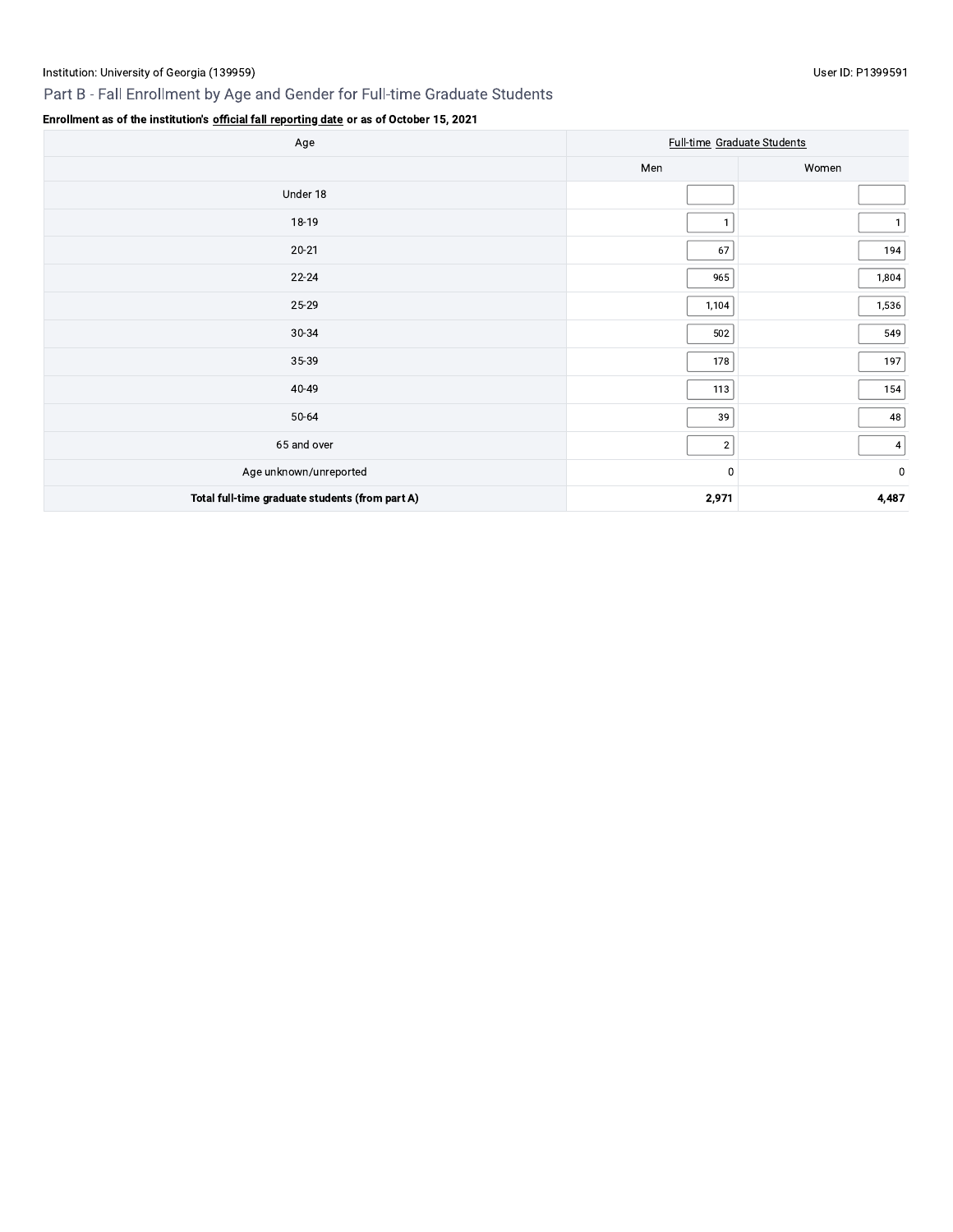Institution: University of Georgia (139959)

User ID: P1399591

## Part B - Fall Enrollment by Age and Gender for Full-time Graduate Students

**Enrollment as of the institution's official fall reporting date or as of October 15, 2021**

| Age | Full-time Graduate Students | |
|---|---|---|
| | Men | Women |
| Under 18 | | |
| 18-19 | 1 | 1 |
| 20-21 | 67 | 194 |
| 22-24 | 965 | 1,804 |
| 25-29 | 1,104 | 1,536 |
| 30-34 | 502 | 549 |
| 35-39 | 178 | 197 |
| 40-49 | 113 | 154 |
| 50-64 | 39 | 48 |
| 65 and over | 2 | 4 |
| Age unknown/unreported | 0 | 0 |
| **Total full-time graduate students (from part A)** | **2,971** | **4,487** |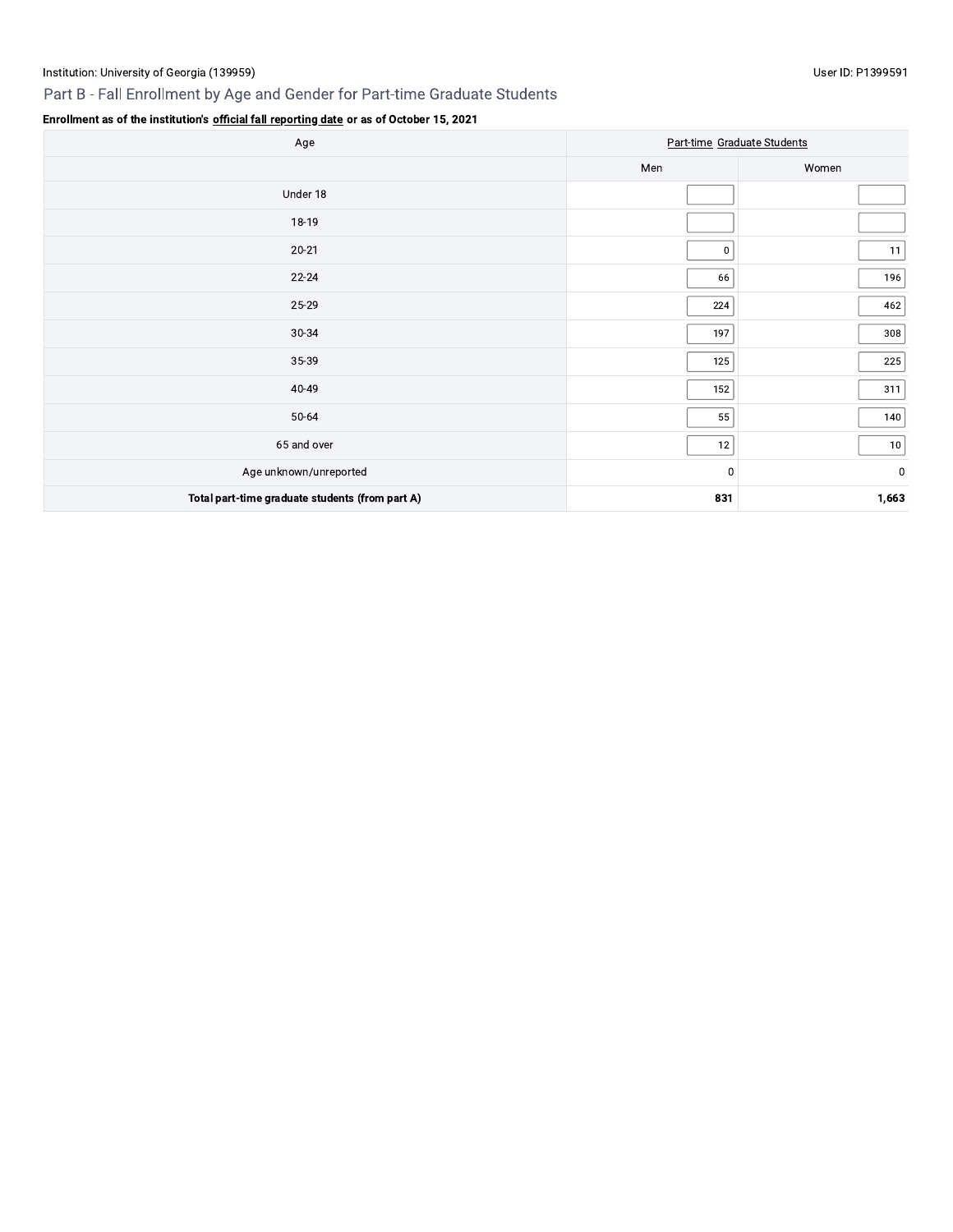Institution: University of Georgia (139959)

User ID: P1399591

## Part B - Fall Enrollment by Age and Gender for Part-time Graduate Students

**Enrollment as of the institution's official fall reporting date or as of October 15, 2021**

| Age | Part-time Graduate Students | |
|---|---|---|
| | Men | Women |
| Under 18 | | |
| 18-19 | | |
| 20-21 | 0 | 11 |
| 22-24 | 66 | 196 |
| 25-29 | 224 | 462 |
| 30-34 | 197 | 308 |
| 35-39 | 125 | 225 |
| 40-49 | 152 | 311 |
| 50-64 | 55 | 140 |
| 65 and over | 12 | 10 |
| Age unknown/unreported | 0 | 0 |
| **Total part-time graduate students (from part A)** | **831** | **1,663** |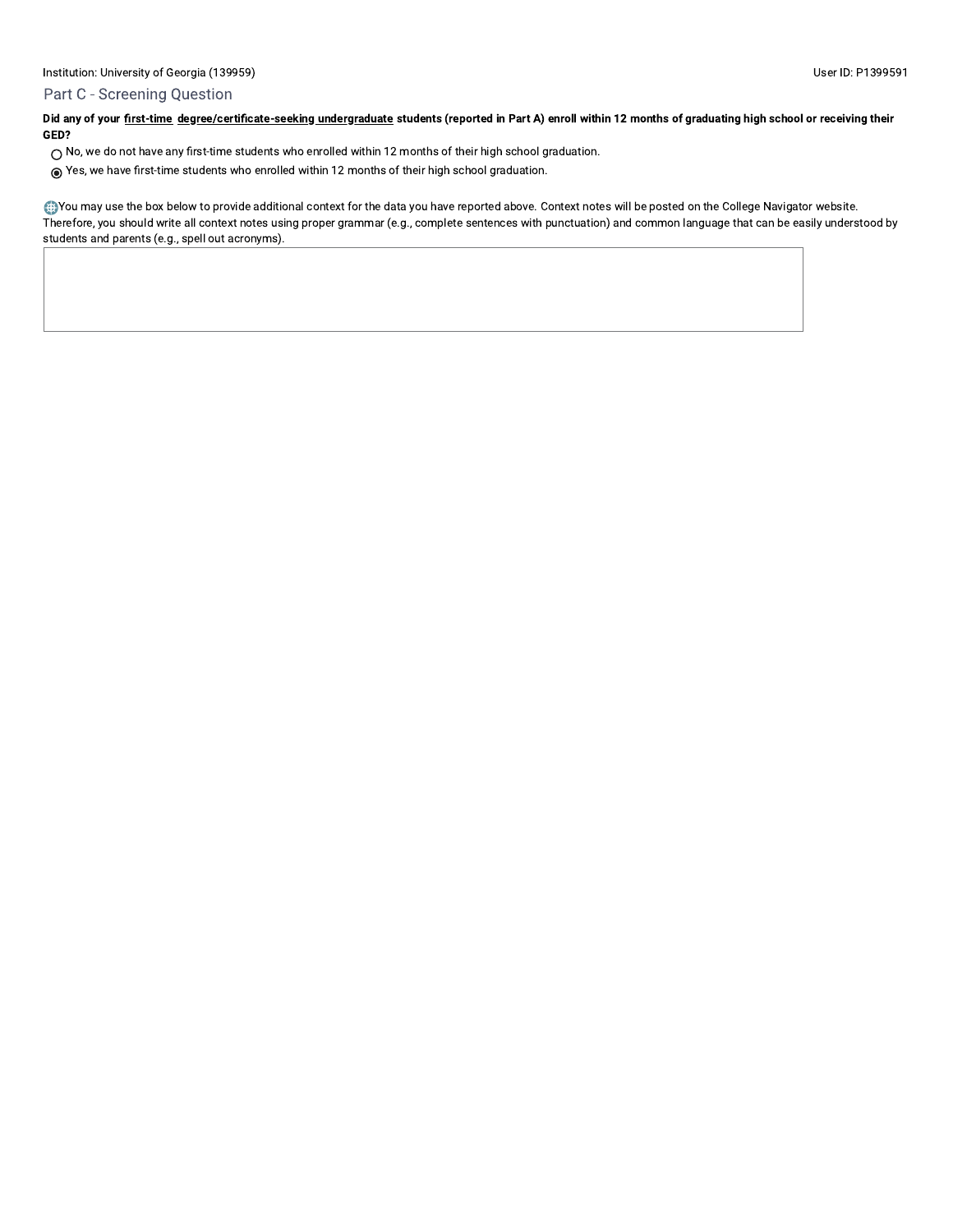Institution: University of Georgia (139959) User ID: P1399591

## Part C - Screening Question

**Did any of your first-time degree/certificate-seeking undergraduate students (reported in Part A) enroll within 12 months of graduating high school or receiving their GED?**

- ○ No, we do not have any first-time students who enrolled within 12 months of their high school graduation.
- ◉ Yes, we have first-time students who enrolled within 12 months of their high school graduation.

You may use the box below to provide additional context for the data you have reported above. Context notes will be posted on the College Navigator website. Therefore, you should write all context notes using proper grammar (e.g., complete sentences with punctuation) and common language that can be easily understood by students and parents (e.g., spell out acronyms).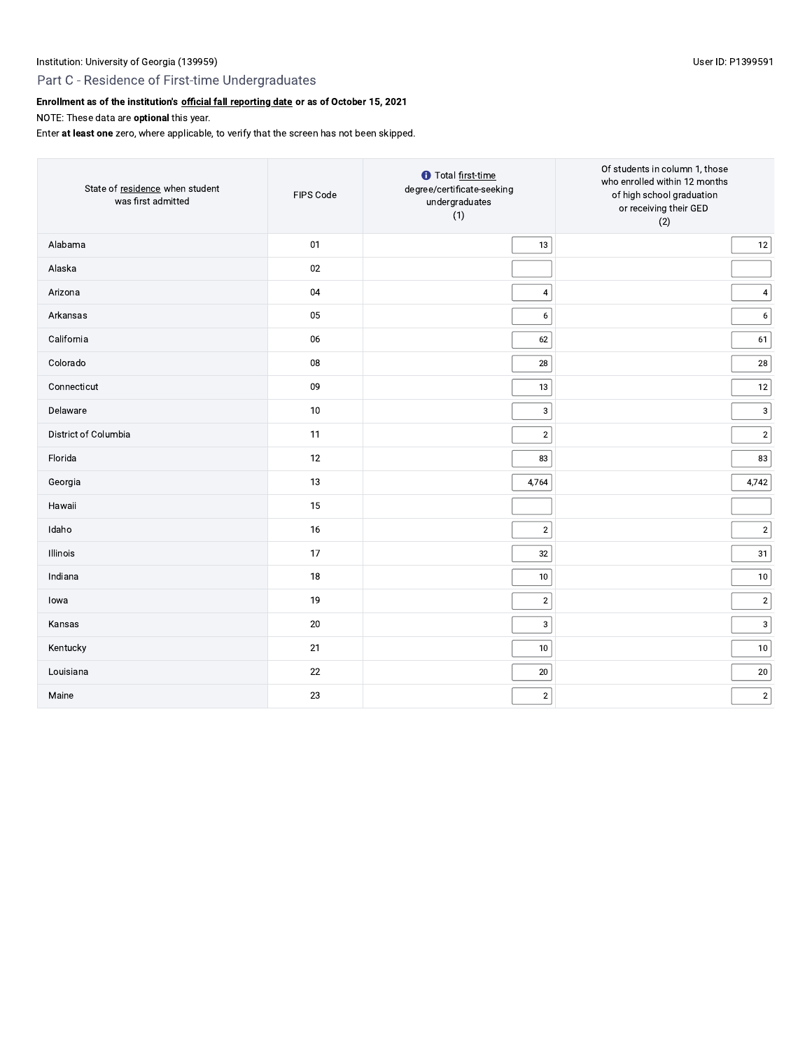Institution: University of Georgia (139959)

User ID: P1399591

## Part C - Residence of First-time Undergraduates

**Enrollment as of the institution's official fall reporting date or as of October 15, 2021**

NOTE: These data are **optional** this year.

Enter **at least one** zero, where applicable, to verify that the screen has not been skipped.

| State of residence when student was first admitted | FIPS Code | Total first-time degree/certificate-seeking undergraduates (1) | Of students in column 1, those who enrolled within 12 months of high school graduation or receiving their GED (2) |
|---|---|---|---|
| Alabama | 01 | 13 | 12 |
| Alaska | 02 | | |
| Arizona | 04 | 4 | 4 |
| Arkansas | 05 | 6 | 6 |
| California | 06 | 62 | 61 |
| Colorado | 08 | 28 | 28 |
| Connecticut | 09 | 13 | 12 |
| Delaware | 10 | 3 | 3 |
| District of Columbia | 11 | 2 | 2 |
| Florida | 12 | 83 | 83 |
| Georgia | 13 | 4,764 | 4,742 |
| Hawaii | 15 | | |
| Idaho | 16 | 2 | 2 |
| Illinois | 17 | 32 | 31 |
| Indiana | 18 | 10 | 10 |
| Iowa | 19 | 2 | 2 |
| Kansas | 20 | 3 | 3 |
| Kentucky | 21 | 10 | 10 |
| Louisiana | 22 | 20 | 20 |
| Maine | 23 | 2 | 2 |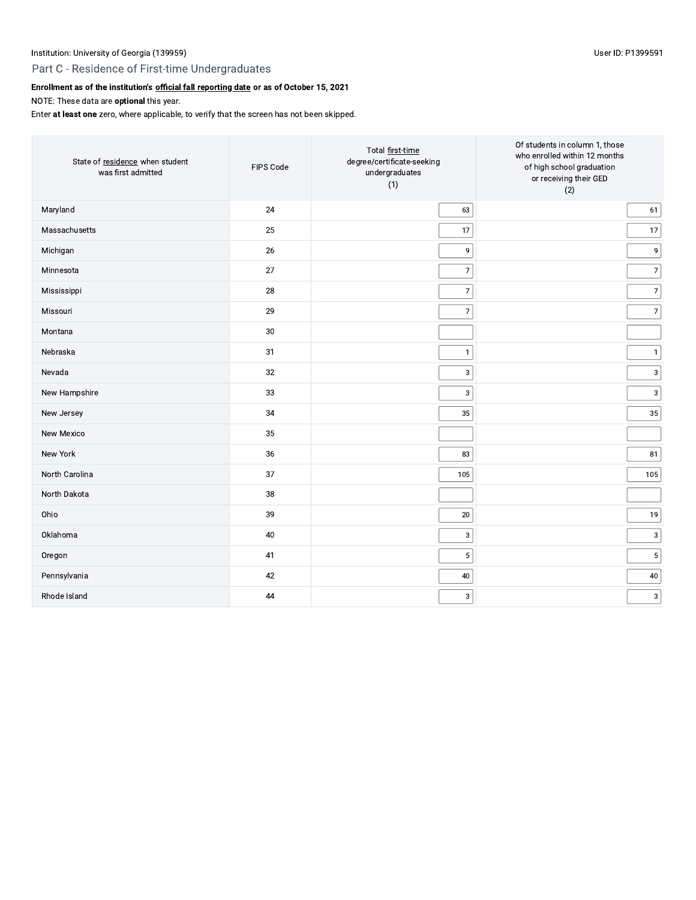Institution: University of Georgia (139959)

User ID: P1399591

## Part C - Residence of First-time Undergraduates

**Enrollment as of the institution's official fall reporting date or as of October 15, 2021**

NOTE: These data are **optional** this year.

Enter **at least one** zero, where applicable, to verify that the screen has not been skipped.

| State of residence when student was first admitted | FIPS Code | Total first-time degree/certificate-seeking undergraduates (1) | Of students in column 1, those who enrolled within 12 months of high school graduation or receiving their GED (2) |
|---|---|---|---|
| Maryland | 24 | 63 | 61 |
| Massachusetts | 25 | 17 | 17 |
| Michigan | 26 | 9 | 9 |
| Minnesota | 27 | 7 | 7 |
| Mississippi | 28 | 7 | 7 |
| Missouri | 29 | 7 | 7 |
| Montana | 30 | | |
| Nebraska | 31 | 1 | 1 |
| Nevada | 32 | 3 | 3 |
| New Hampshire | 33 | 3 | 3 |
| New Jersey | 34 | 35 | 35 |
| New Mexico | 35 | | |
| New York | 36 | 83 | 81 |
| North Carolina | 37 | 105 | 105 |
| North Dakota | 38 | | |
| Ohio | 39 | 20 | 19 |
| Oklahoma | 40 | 3 | 3 |
| Oregon | 41 | 5 | 5 |
| Pennsylvania | 42 | 40 | 40 |
| Rhode Island | 44 | 3 | 3 |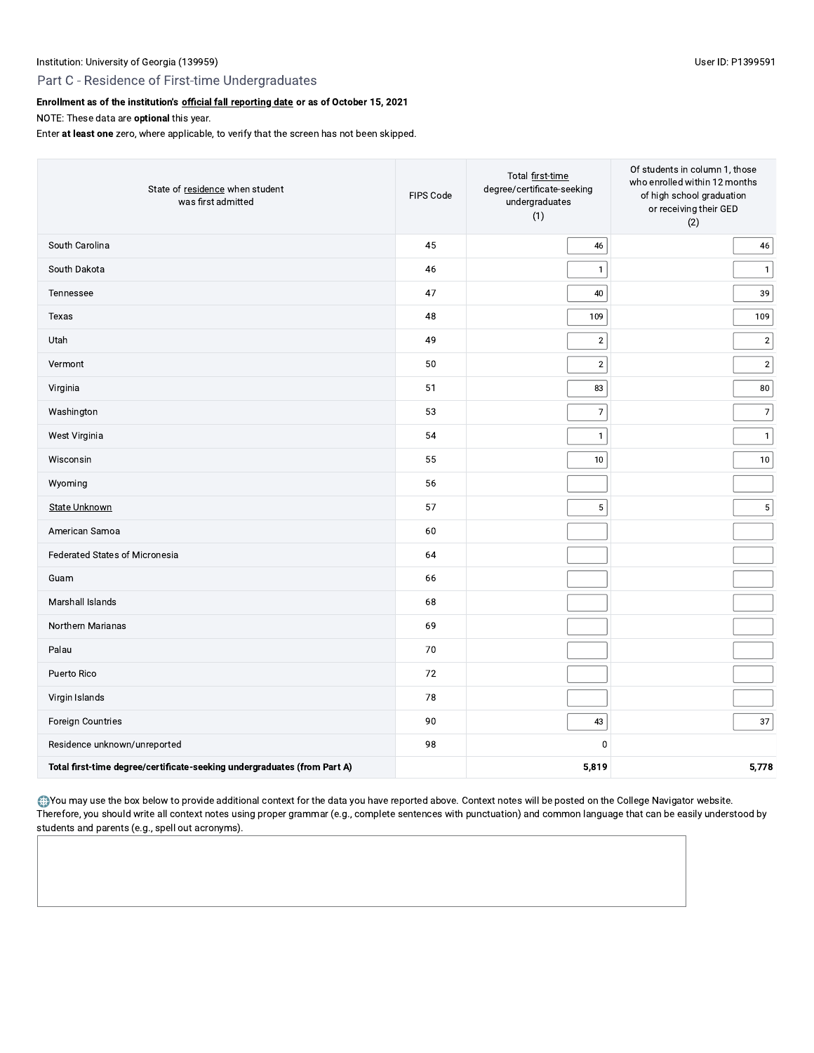Institution: University of Georgia (139959)

User ID: P1399591

## Part C - Residence of First-time Undergraduates

**Enrollment as of the institution's official fall reporting date or as of October 15, 2021**

NOTE: These data are **optional** this year.

Enter **at least one** zero, where applicable, to verify that the screen has not been skipped.

| State of residence when student was first admitted | FIPS Code | Total first-time degree/certificate-seeking undergraduates (1) | Of students in column 1, those who enrolled within 12 months of high school graduation or receiving their GED (2) |
|---|---|---|---|
| South Carolina | 45 | 46 | 46 |
| South Dakota | 46 | 1 | 1 |
| Tennessee | 47 | 40 | 39 |
| Texas | 48 | 109 | 109 |
| Utah | 49 | 2 | 2 |
| Vermont | 50 | 2 | 2 |
| Virginia | 51 | 83 | 80 |
| Washington | 53 | 7 | 7 |
| West Virginia | 54 | 1 | 1 |
| Wisconsin | 55 | 10 | 10 |
| Wyoming | 56 | | |
| State Unknown | 57 | 5 | 5 |
| American Samoa | 60 | | |
| Federated States of Micronesia | 64 | | |
| Guam | 66 | | |
| Marshall Islands | 68 | | |
| Northern Marianas | 69 | | |
| Palau | 70 | | |
| Puerto Rico | 72 | | |
| Virgin Islands | 78 | | |
| Foreign Countries | 90 | 43 | 37 |
| Residence unknown/unreported | 98 | 0 | |
| **Total first-time degree/certificate-seeking undergraduates (from Part A)** | | **5,819** | **5,778** |

You may use the box below to provide additional context for the data you have reported above. Context notes will be posted on the College Navigator website. Therefore, you should write all context notes using proper grammar (e.g., complete sentences with punctuation) and common language that can be easily understood by students and parents (e.g., spell out acronyms).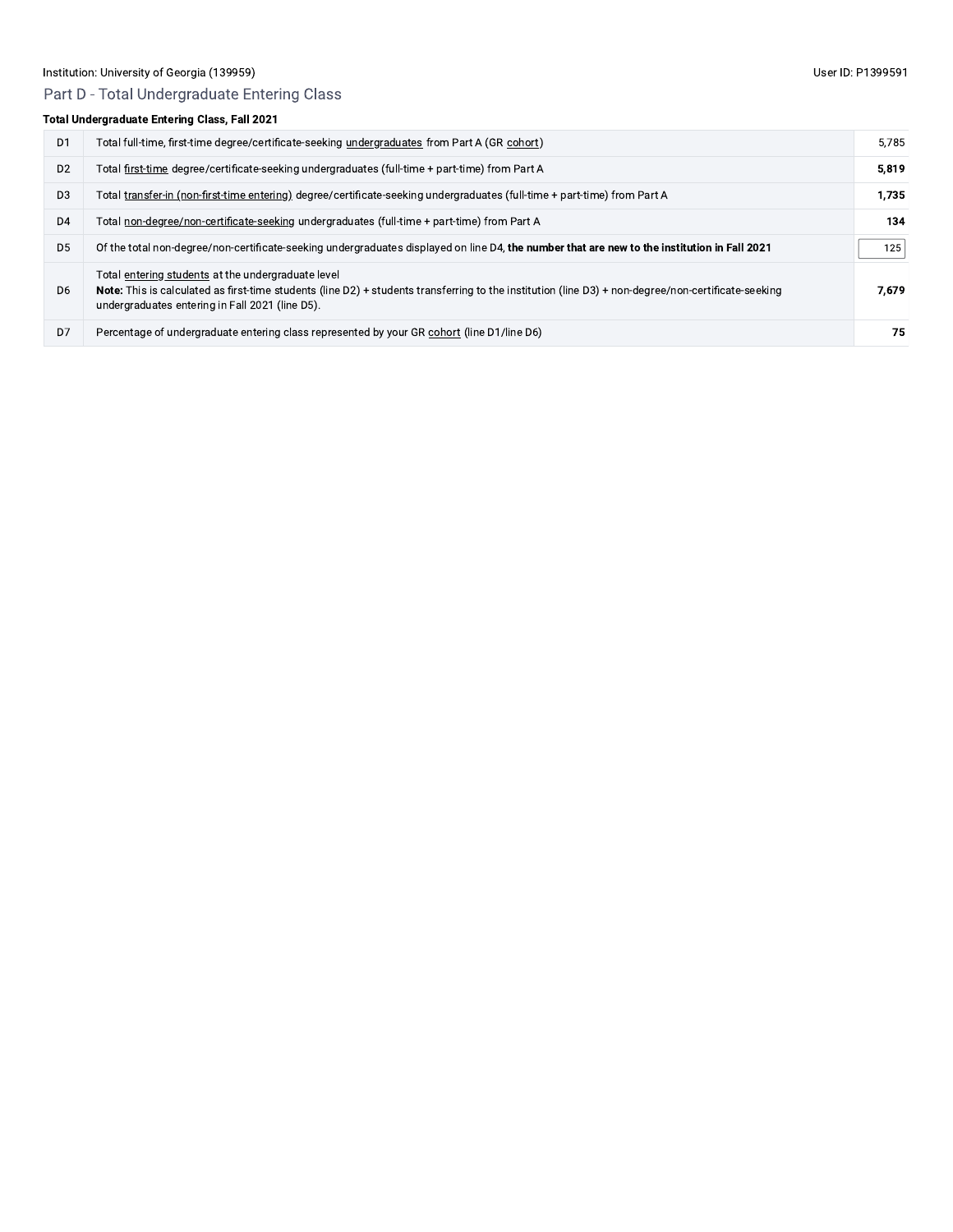Institution: University of Georgia (139959)

User ID: P1399591

## Part D - Total Undergraduate Entering Class

**Total Undergraduate Entering Class, Fall 2021**

| | | |
|---|---|---|
| D1 | Total full-time, first-time degree/certificate-seeking undergraduates from Part A (GR cohort) | 5,785 |
| D2 | Total first-time degree/certificate-seeking undergraduates (full-time + part-time) from Part A | **5,819** |
| D3 | Total transfer-in (non-first-time entering) degree/certificate-seeking undergraduates (full-time + part-time) from Part A | **1,735** |
| D4 | Total non-degree/non-certificate-seeking undergraduates (full-time + part-time) from Part A | **134** |
| D5 | Of the total non-degree/non-certificate-seeking undergraduates displayed on line D4, **the number that are new to the institution in Fall 2021** | 125 |
| D6 | Total entering students at the undergraduate level<br>**Note:** This is calculated as first-time students (line D2) + students transferring to the institution (line D3) + non-degree/non-certificate-seeking undergraduates entering in Fall 2021 (line D5). | **7,679** |
| D7 | Percentage of undergraduate entering class represented by your GR cohort (line D1/line D6) | **75** |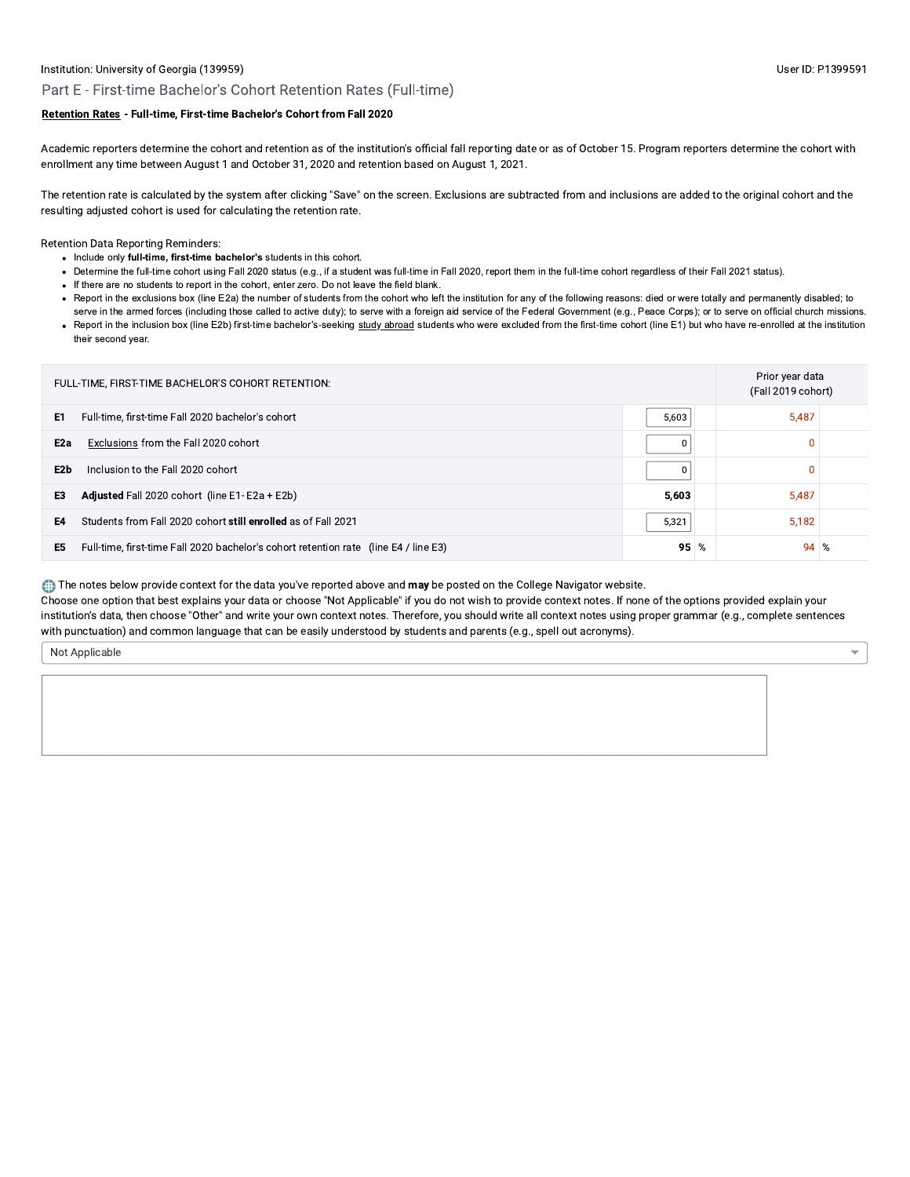Institution: University of Georgia (139959)

User ID: P1399591

## Part E - First-time Bachelor's Cohort Retention Rates (Full-time)

**Retention Rates - Full-time, First-time Bachelor's Cohort from Fall 2020**

Academic reporters determine the cohort and retention as of the institution's official fall reporting date or as of October 15. Program reporters determine the cohort with enrollment any time between August 1 and October 31, 2020 and retention based on August 1, 2021.

The retention rate is calculated by the system after clicking "Save" on the screen. Exclusions are subtracted from and inclusions are added to the original cohort and the resulting adjusted cohort is used for calculating the retention rate.

Retention Data Reporting Reminders:

- Include only **full-time, first-time bachelor's** students in this cohort.
- Determine the full-time cohort using Fall 2020 status (e.g., if a student was full-time in Fall 2020, report them in the full-time cohort regardless of their Fall 2021 status).
- If there are no students to report in the cohort, enter zero. Do not leave the field blank.
- Report in the exclusions box (line E2a) the number of students from the cohort who left the institution for any of the following reasons: died or were totally and permanently disabled; to serve in the armed forces (including those called to active duty); to serve with a foreign aid service of the Federal Government (e.g., Peace Corps); or to serve on official church missions.
- Report in the inclusion box (line E2b) first-time bachelor's-seeking study abroad students who were excluded from the first-time cohort (line E1) but who have re-enrolled at the institution their second year.

| FULL-TIME, FIRST-TIME BACHELOR'S COHORT RETENTION: | | | Prior year data (Fall 2019 cohort) | |
|---|---|---|---|---|
| E1 | Full-time, first-time Fall 2020 bachelor's cohort | 5,603 | 5,487 | |
| E2a | Exclusions from the Fall 2020 cohort | 0 | 0 | |
| E2b | Inclusion to the Fall 2020 cohort | 0 | 0 | |
| E3 | **Adjusted** Fall 2020 cohort (line E1- E2a + E2b) | **5,603** | 5,487 | |
| E4 | Students from Fall 2020 cohort **still enrolled** as of Fall 2021 | 5,321 | 5,182 | |
| E5 | Full-time, first-time Fall 2020 bachelor's cohort retention rate (line E4 / line E3) | **95** % | 94 | % |

The notes below provide context for the data you've reported above and **may** be posted on the College Navigator website.
Choose one option that best explains your data or choose "Not Applicable" if you do not wish to provide context notes. If none of the options provided explain your institution's data, then choose "Other" and write your own context notes. Therefore, you should write all context notes using proper grammar (e.g., complete sentences with punctuation) and common language that can be easily understood by students and parents (e.g., spell out acronyms).

Not Applicable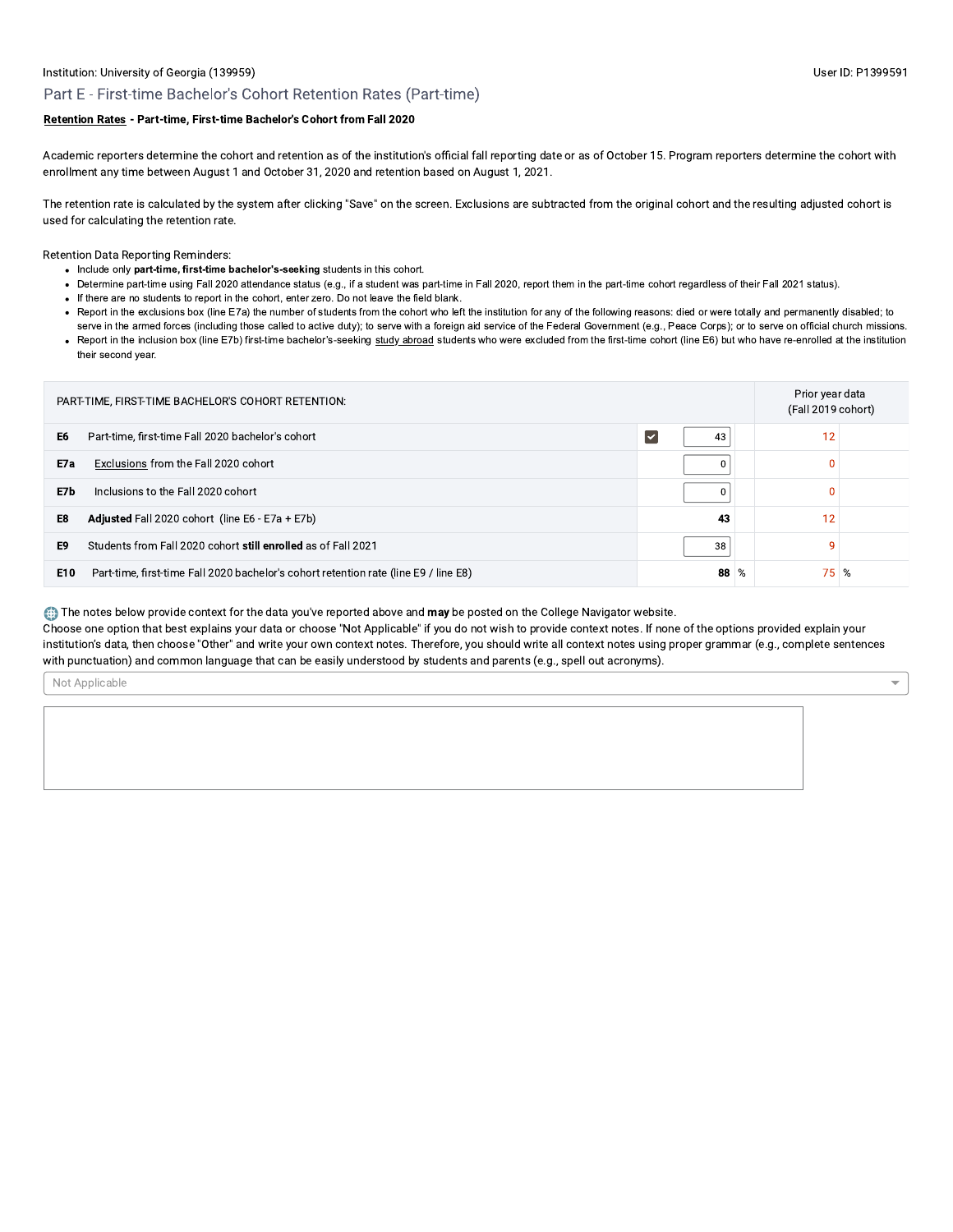Institution: University of Georgia (139959) User ID: P1399591

## Part E - First-time Bachelor's Cohort Retention Rates (Part-time)

**Retention Rates - Part-time, First-time Bachelor's Cohort from Fall 2020**

Academic reporters determine the cohort and retention as of the institution's official fall reporting date or as of October 15. Program reporters determine the cohort with enrollment any time between August 1 and October 31, 2020 and retention based on August 1, 2021.

The retention rate is calculated by the system after clicking "Save" on the screen. Exclusions are subtracted from the original cohort and the resulting adjusted cohort is used for calculating the retention rate.

Retention Data Reporting Reminders:

- Include only **part-time, first-time bachelor's-seeking** students in this cohort.
- Determine part-time using Fall 2020 attendance status (e.g., if a student was part-time in Fall 2020, report them in the part-time cohort regardless of their Fall 2021 status).
- If there are no students to report in the cohort, enter zero. Do not leave the field blank.
- Report in the exclusions box (line E7a) the number of students from the cohort who left the institution for any of the following reasons: died or were totally and permanently disabled; to serve in the armed forces (including those called to active duty); to serve with a foreign aid service of the Federal Government (e.g., Peace Corps); or to serve on official church missions.
- Report in the inclusion box (line E7b) first-time bachelor's-seeking study abroad students who were excluded from the first-time cohort (line E6) but who have re-enrolled at the institution their second year.

| | PART-TIME, FIRST-TIME BACHELOR'S COHORT RETENTION: | | Prior year data (Fall 2019 cohort) |
|---|---|---|---|
| E6 | Part-time, first-time Fall 2020 bachelor's cohort | 43 | 12 |
| E7a | Exclusions from the Fall 2020 cohort | 0 | 0 |
| E7b | Inclusions to the Fall 2020 cohort | 0 | 0 |
| E8 | **Adjusted** Fall 2020 cohort (line E6 - E7a + E7b) | **43** | 12 |
| E9 | Students from Fall 2020 cohort **still enrolled** as of Fall 2021 | 38 | 9 |
| E10 | Part-time, first-time Fall 2020 bachelor's cohort retention rate (line E9 / line E8) | **88** % | 75 % |

The notes below provide context for the data you've reported above and **may** be posted on the College Navigator website.
Choose one option that best explains your data or choose "Not Applicable" if you do not wish to provide context notes. If none of the options provided explain your institution's data, then choose "Other" and write your own context notes. Therefore, you should write all context notes using proper grammar (e.g., complete sentences with punctuation) and common language that can be easily understood by students and parents (e.g., spell out acronyms).

Not Applicable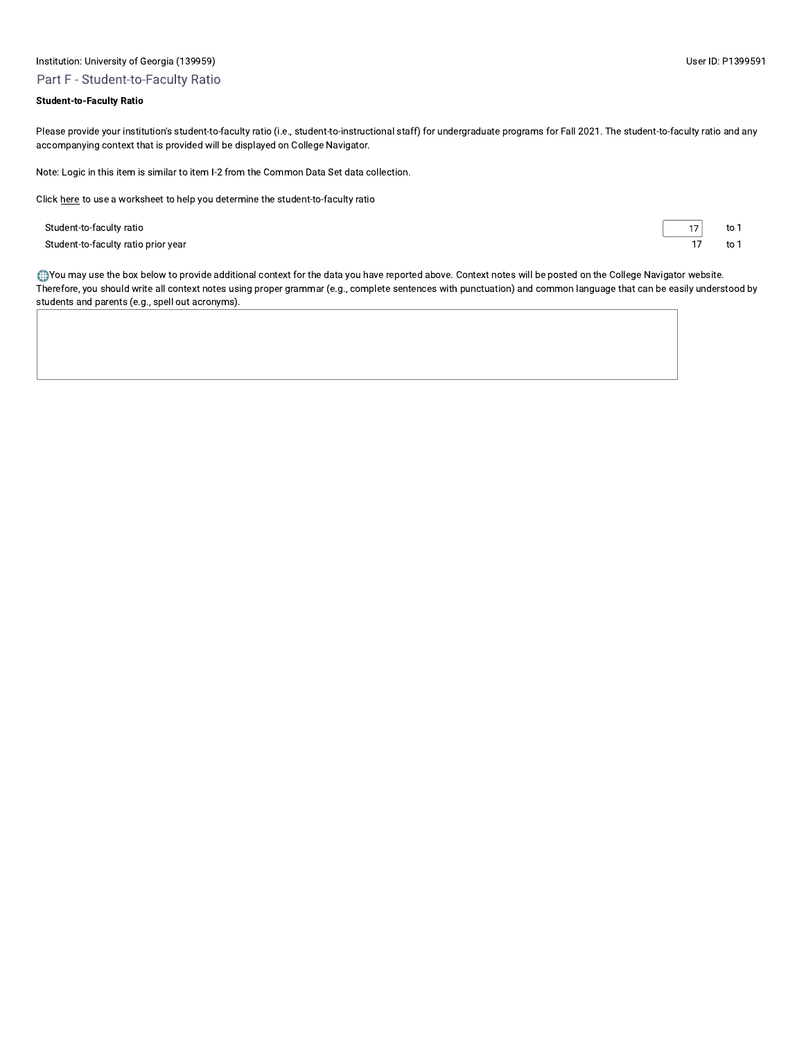Institution: University of Georgia (139959)

User ID: P1399591

## Part F - Student-to-Faculty Ratio

**Student-to-Faculty Ratio**

Please provide your institution's student-to-faculty ratio (i.e., student-to-instructional staff) for undergraduate programs for Fall 2021. The student-to-faculty ratio and any accompanying context that is provided will be displayed on College Navigator.

Note: Logic in this item is similar to item I-2 from the Common Data Set data collection.

Click here to use a worksheet to help you determine the student-to-faculty ratio

| | | |
|---|---|---|
| Student-to-faculty ratio | 17 | to 1 |
| Student-to-faculty ratio prior year | 17 | to 1 |

You may use the box below to provide additional context for the data you have reported above. Context notes will be posted on the College Navigator website. Therefore, you should write all context notes using proper grammar (e.g., complete sentences with punctuation) and common language that can be easily understood by students and parents (e.g., spell out acronyms).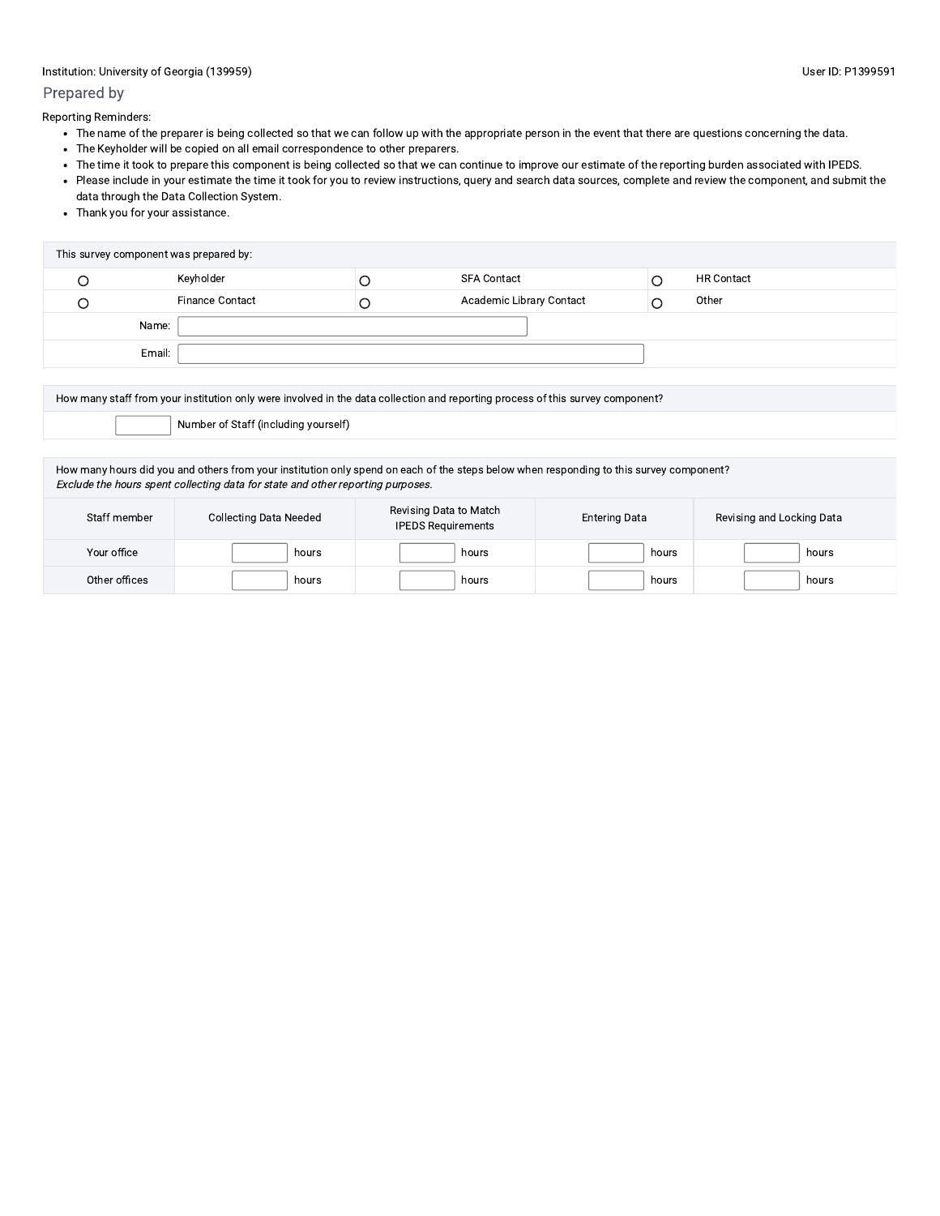Institution: University of Georgia (139959)

User ID: P1399591

## Prepared by

Reporting Reminders:

- The name of the preparer is being collected so that we can follow up with the appropriate person in the event that there are questions concerning the data.
- The Keyholder will be copied on all email correspondence to other preparers.
- The time it took to prepare this component is being collected so that we can continue to improve our estimate of the reporting burden associated with IPEDS.
- Please include in your estimate the time it took for you to review instructions, query and search data sources, complete and review the component, and submit the data through the Data Collection System.
- Thank you for your assistance.

| This survey component was prepared by: | | | | | |
|---|---|---|---|---|---|
| ○ | Keyholder | ○ | SFA Contact | ○ | HR Contact |
| ○ | Finance Contact | ○ | Academic Library Contact | ○ | Other |
| Name: | | | | | |
| Email: | | | | | |

How many staff from your institution only were involved in the data collection and reporting process of this survey component?

| | |
|---|---|
| | Number of Staff (including yourself) |

How many hours did you and others from your institution only spend on each of the steps below when responding to this survey component?
*Exclude the hours spent collecting data for state and other reporting purposes.*

| Staff member | Collecting Data Needed | Revising Data to Match IPEDS Requirements | Entering Data | Revising and Locking Data |
|---|---|---|---|---|
| Your office | hours | hours | hours | hours |
| Other offices | hours | hours | hours | hours |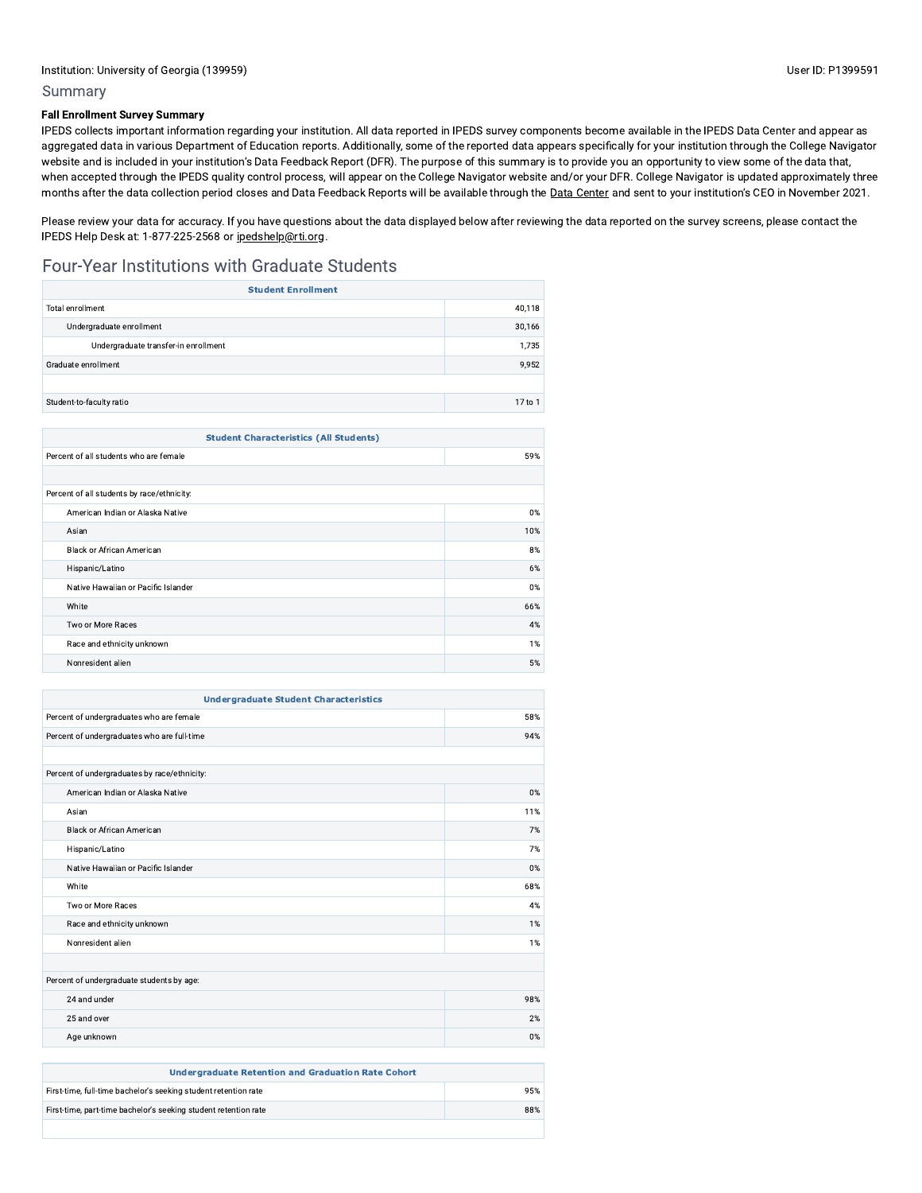Institution: University of Georgia (139959)

User ID: P1399591

## Summary

**Fall Enrollment Survey Summary**

IPEDS collects important information regarding your institution. All data reported in IPEDS survey components become available in the IPEDS Data Center and appear as aggregated data in various Department of Education reports. Additionally, some of the reported data appears specifically for your institution through the College Navigator website and is included in your institution's Data Feedback Report (DFR). The purpose of this summary is to provide you an opportunity to view some of the data that, when accepted through the IPEDS quality control process, will appear on the College Navigator website and/or your DFR. College Navigator is updated approximately three months after the data collection period closes and Data Feedback Reports will be available through the Data Center and sent to your institution's CEO in November 2021.

Please review your data for accuracy. If you have questions about the data displayed below after reviewing the data reported on the survey screens, please contact the IPEDS Help Desk at: 1-877-225-2568 or ipedshelp@rti.org.

## Four-Year Institutions with Graduate Students

| Student Enrollment | |
|---|---|
| Total enrollment | 40,118 |
| Undergraduate enrollment | 30,166 |
| Undergraduate transfer-in enrollment | 1,735 |
| Graduate enrollment | 9,952 |
| | |
| Student-to-faculty ratio | 17 to 1 |

| Student Characteristics (All Students) | |
|---|---|
| Percent of all students who are female | 59% |
| | |
| Percent of all students by race/ethnicity: | |
| American Indian or Alaska Native | 0% |
| Asian | 10% |
| Black or African American | 8% |
| Hispanic/Latino | 6% |
| Native Hawaiian or Pacific Islander | 0% |
| White | 66% |
| Two or More Races | 4% |
| Race and ethnicity unknown | 1% |
| Nonresident alien | 5% |

| Undergraduate Student Characteristics | |
|---|---|
| Percent of undergraduates who are female | 58% |
| Percent of undergraduates who are full-time | 94% |
| | |
| Percent of undergraduates by race/ethnicity: | |
| American Indian or Alaska Native | 0% |
| Asian | 11% |
| Black or African American | 7% |
| Hispanic/Latino | 7% |
| Native Hawaiian or Pacific Islander | 0% |
| White | 68% |
| Two or More Races | 4% |
| Race and ethnicity unknown | 1% |
| Nonresident alien | 1% |
| | |
| Percent of undergraduate students by age: | |
| 24 and under | 98% |
| 25 and over | 2% |
| Age unknown | 0% |

| Undergraduate Retention and Graduation Rate Cohort | |
|---|---|
| First-time, full-time bachelor's seeking student retention rate | 95% |
| First-time, part-time bachelor's seeking student retention rate | 88% |
| | |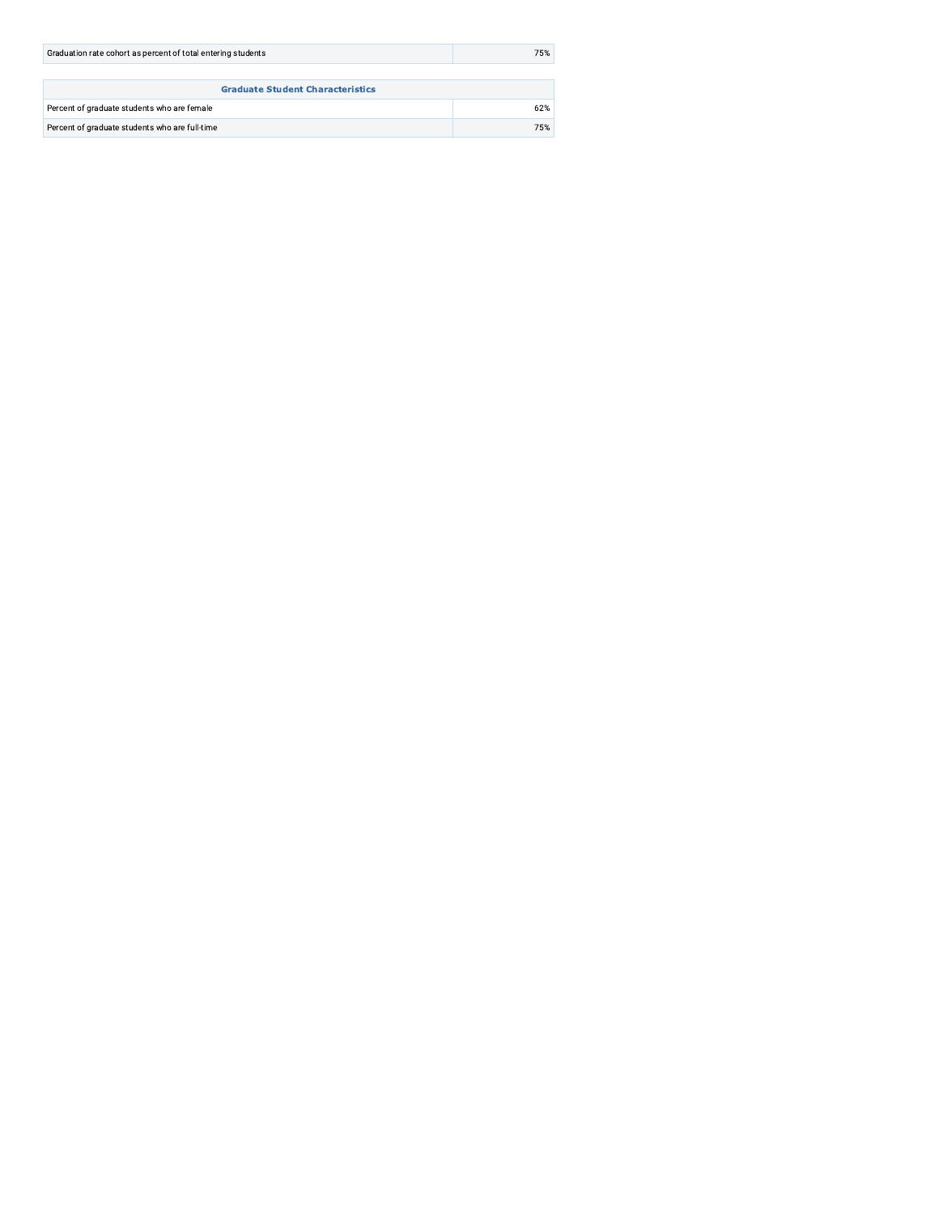| Graduation rate cohort as percent of total entering students | 75% |
|---|---|

| Graduate Student Characteristics | |
|---|---|
| Percent of graduate students who are female | 62% |
| Percent of graduate students who are full-time | 75% |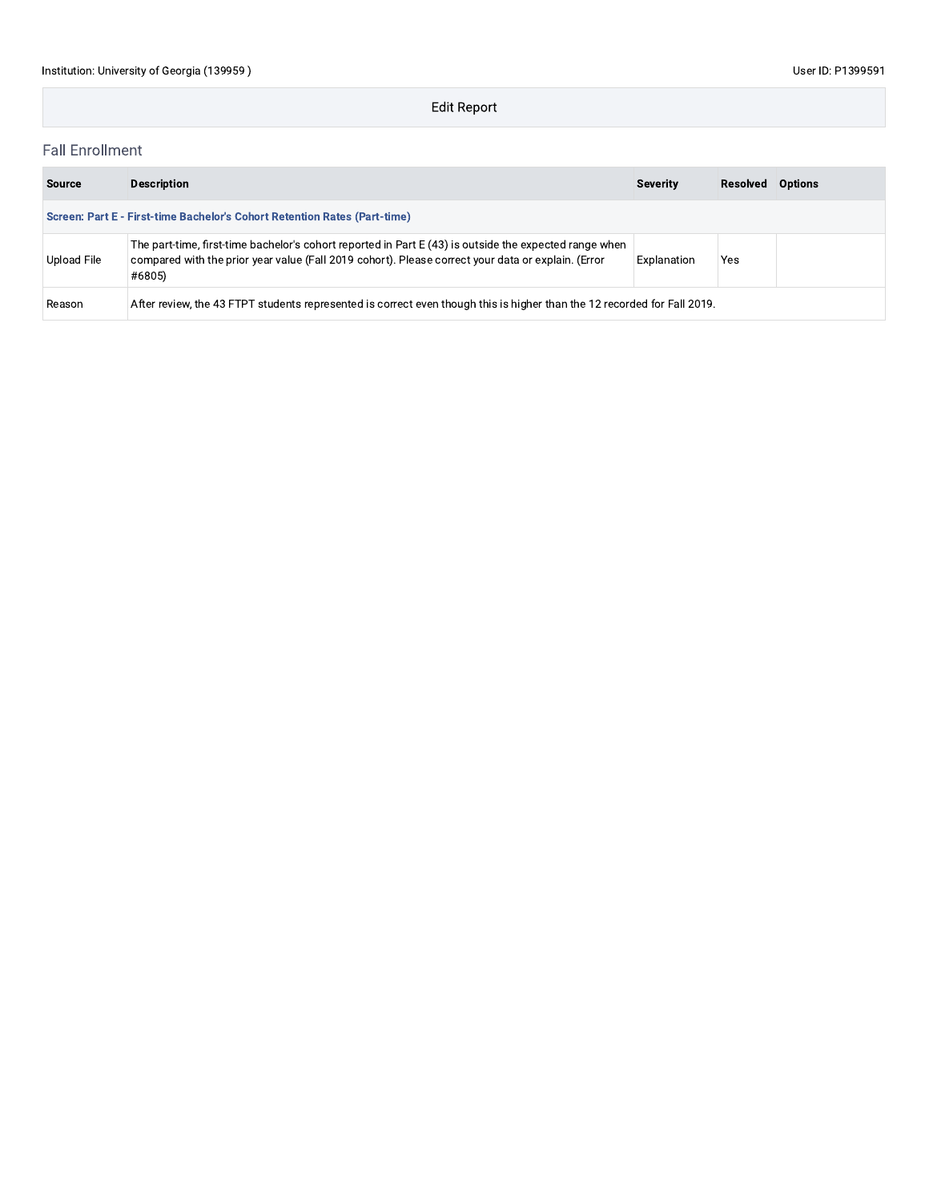Institution: University of Georgia (139959 ) User ID: P1399591

Edit Report

## Fall Enrollment

| Source | Description | Severity | Resolved | Options |
|---|---|---|---|---|
| **Screen: Part E - First-time Bachelor's Cohort Retention Rates (Part-time)** | | | | |
| Upload File | The part-time, first-time bachelor's cohort reported in Part E (43) is outside the expected range when compared with the prior year value (Fall 2019 cohort). Please correct your data or explain. (Error #6805) | Explanation | Yes | |
| Reason | After review, the 43 FTPT students represented is correct even though this is higher than the 12 recorded for Fall 2019. | | | |